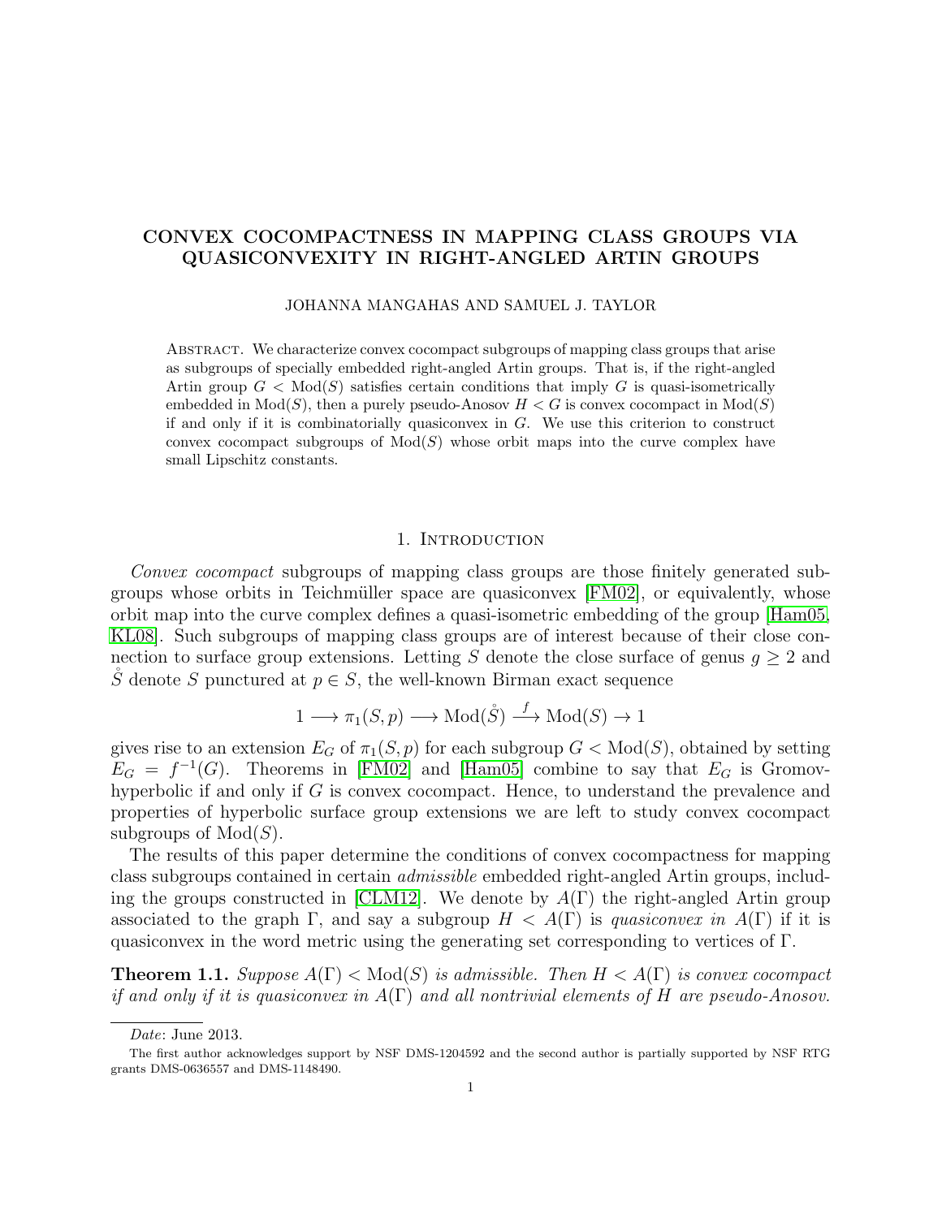# CONVEX COCOMPACTNESS IN MAPPING CLASS GROUPS VIA QUASICONVEXITY IN RIGHT-ANGLED ARTIN GROUPS

JOHANNA MANGAHAS AND SAMUEL J. TAYLOR

Abstract. We characterize convex cocompact subgroups of mapping class groups that arise as subgroups of specially embedded right-angled Artin groups. That is, if the right-angled Artin group $G < \mathrm{Mod}(S)$ satisfies certain conditions that imply $G$ is quasi-isometrically embedded in $\mathrm{Mod}(S)$, then a purely pseudo-Anosov $H < G$ is convex cocompact in $\mathrm{Mod}(S)$ if and only if it is combinatorially quasiconvex in $G$. We use this criterion to construct convex cocompact subgroups of $\mathrm{Mod}(S)$ whose orbit maps into the curve complex have small Lipschitz constants.

## 1. Introduction

*Convex cocompact* subgroups of mapping class groups are those finitely generated subgroups whose orbits in Teichmüller space are quasiconvex [FM02], or equivalently, whose orbit map into the curve complex defines a quasi-isometric embedding of the group [Ham05, KL08]. Such subgroups of mapping class groups are of interest because of their close connection to surface group extensions. Letting $S$ denote the close surface of genus $g \geq 2$ and $\mathring{S}$ denote $S$ punctured at $p \in S$, the well-known Birman exact sequence

$$1 \longrightarrow \pi_1(S,p) \longrightarrow \mathrm{Mod}(\mathring{S}) \xrightarrow{f} \mathrm{Mod}(S) \to 1$$

gives rise to an extension $E_G$ of $\pi_1(S,p)$ for each subgroup $G < \mathrm{Mod}(S)$, obtained by setting $E_G = f^{-1}(G)$. Theorems in [FM02] and [Ham05] combine to say that $E_G$ is Gromov-hyperbolic if and only if $G$ is convex cocompact. Hence, to understand the prevalence and properties of hyperbolic surface group extensions we are left to study convex cocompact subgroups of $\mathrm{Mod}(S)$.

The results of this paper determine the conditions of convex cocompactness for mapping class subgroups contained in certain *admissible* embedded right-angled Artin groups, including the groups constructed in [CLM12]. We denote by $A(\Gamma)$ the right-angled Artin group associated to the graph $\Gamma$, and say a subgroup $H < A(\Gamma)$ is *quasiconvex in* $A(\Gamma)$ if it is quasiconvex in the word metric using the generating set corresponding to vertices of $\Gamma$.

**Theorem 1.1.** *Suppose $A(\Gamma) < \mathrm{Mod}(S)$ is admissible. Then $H < A(\Gamma)$ is convex cocompact if and only if it is quasiconvex in $A(\Gamma)$ and all nontrivial elements of $H$ are pseudo-Anosov.*

---

*Date*: June 2013.

The first author acknowledges support by NSF DMS-1204592 and the second author is partially supported by NSF RTG grants DMS-0636557 and DMS-1148490.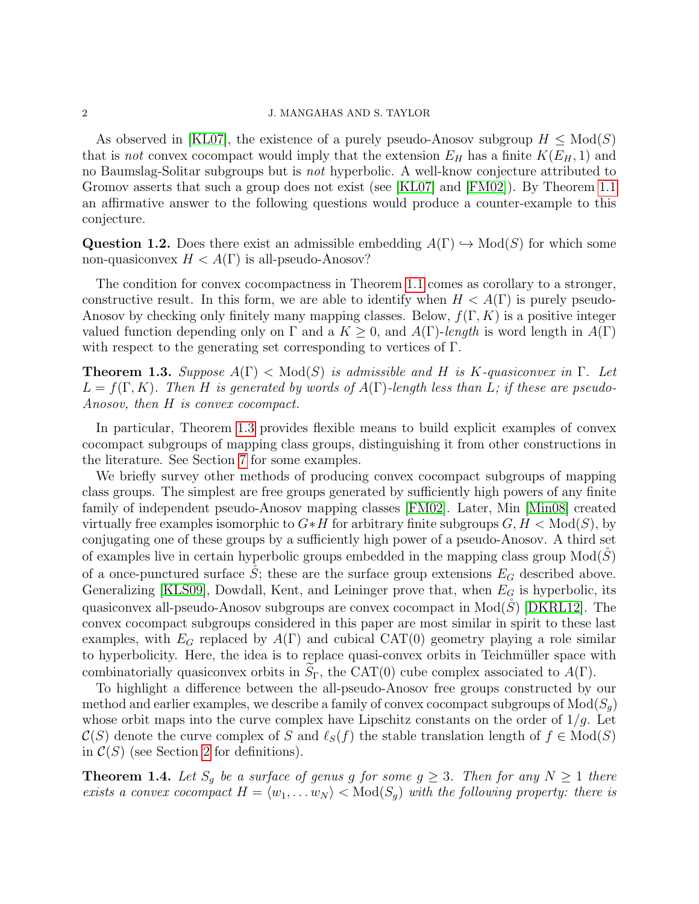As observed in [KL07], the existence of a purely pseudo-Anosov subgroup $H \leq \mathrm{Mod}(S)$ that is *not* convex cocompact would imply that the extension $E_H$ has a finite $K(E_H, 1)$ and no Baumslag-Solitar subgroups but is *not* hyperbolic. A well-know conjecture attributed to Gromov asserts that such a group does not exist (see [KL07] and [FM02]). By Theorem 1.1 an affirmative answer to the following questions would produce a counter-example to this conjecture.

**Question 1.2.** Does there exist an admissible embedding $A(\Gamma) \hookrightarrow \mathrm{Mod}(S)$ for which some non-quasiconvex $H < A(\Gamma)$ is all-pseudo-Anosov?

The condition for convex cocompactness in Theorem 1.1 comes as corollary to a stronger, constructive result. In this form, we are able to identify when $H < A(\Gamma)$ is purely pseudo-Anosov by checking only finitely many mapping classes. Below, $f(\Gamma, K)$ is a positive integer valued function depending only on $\Gamma$ and a $K \geq 0$, and $A(\Gamma)$*-length* is word length in $A(\Gamma)$ with respect to the generating set corresponding to vertices of $\Gamma$.

**Theorem 1.3.** *Suppose $A(\Gamma) < \mathrm{Mod}(S)$ is admissible and $H$ is $K$-quasiconvex in $\Gamma$. Let $L = f(\Gamma, K)$. Then $H$ is generated by words of $A(\Gamma)$-length less than $L$; if these are pseudo-Anosov, then $H$ is convex cocompact.*

In particular, Theorem 1.3 provides flexible means to build explicit examples of convex cocompact subgroups of mapping class groups, distinguishing it from other constructions in the literature. See Section 7 for some examples.

We briefly survey other methods of producing convex cocompact subgroups of mapping class groups. The simplest are free groups generated by sufficiently high powers of any finite family of independent pseudo-Anosov mapping classes [FM02]. Later, Min [Min08] created virtually free examples isomorphic to $G * H$ for arbitrary finite subgroups $G, H < \mathrm{Mod}(S)$, by conjugating one of these groups by a sufficiently high power of a pseudo-Anosov. A third set of examples live in certain hyperbolic groups embedded in the mapping class group $\mathrm{Mod}(\mathring{S})$ of a once-punctured surface $\mathring{S}$; these are the surface group extensions $E_G$ described above. Generalizing [KLS09], Dowdall, Kent, and Leininger prove that, when $E_G$ is hyperbolic, its quasiconvex all-pseudo-Anosov subgroups are convex cocompact in $\mathrm{Mod}(\mathring{S})$ [DKRL12]. The convex cocompact subgroups considered in this paper are most similar in spirit to these last examples, with $E_G$ replaced by $A(\Gamma)$ and cubical CAT(0) geometry playing a role similar to hyperbolicity. Here, the idea is to replace quasi-convex orbits in Teichmüller space with combinatorially quasiconvex orbits in $\widetilde{S}_\Gamma$, the CAT(0) cube complex associated to $A(\Gamma)$.

To highlight a difference between the all-pseudo-Anosov free groups constructed by our method and earlier examples, we describe a family of convex cocompact subgroups of $\mathrm{Mod}(S_g)$ whose orbit maps into the curve complex have Lipschitz constants on the order of $1/g$. Let $\mathcal{C}(S)$ denote the curve complex of $S$ and $\ell_S(f)$ the stable translation length of $f \in \mathrm{Mod}(S)$ in $\mathcal{C}(S)$ (see Section 2 for definitions).

**Theorem 1.4.** *Let $S_g$ be a surface of genus $g$ for some $g \geq 3$. Then for any $N \geq 1$ there exists a convex cocompact $H = \langle w_1, \ldots w_N \rangle < \mathrm{Mod}(S_g)$ with the following property: there is*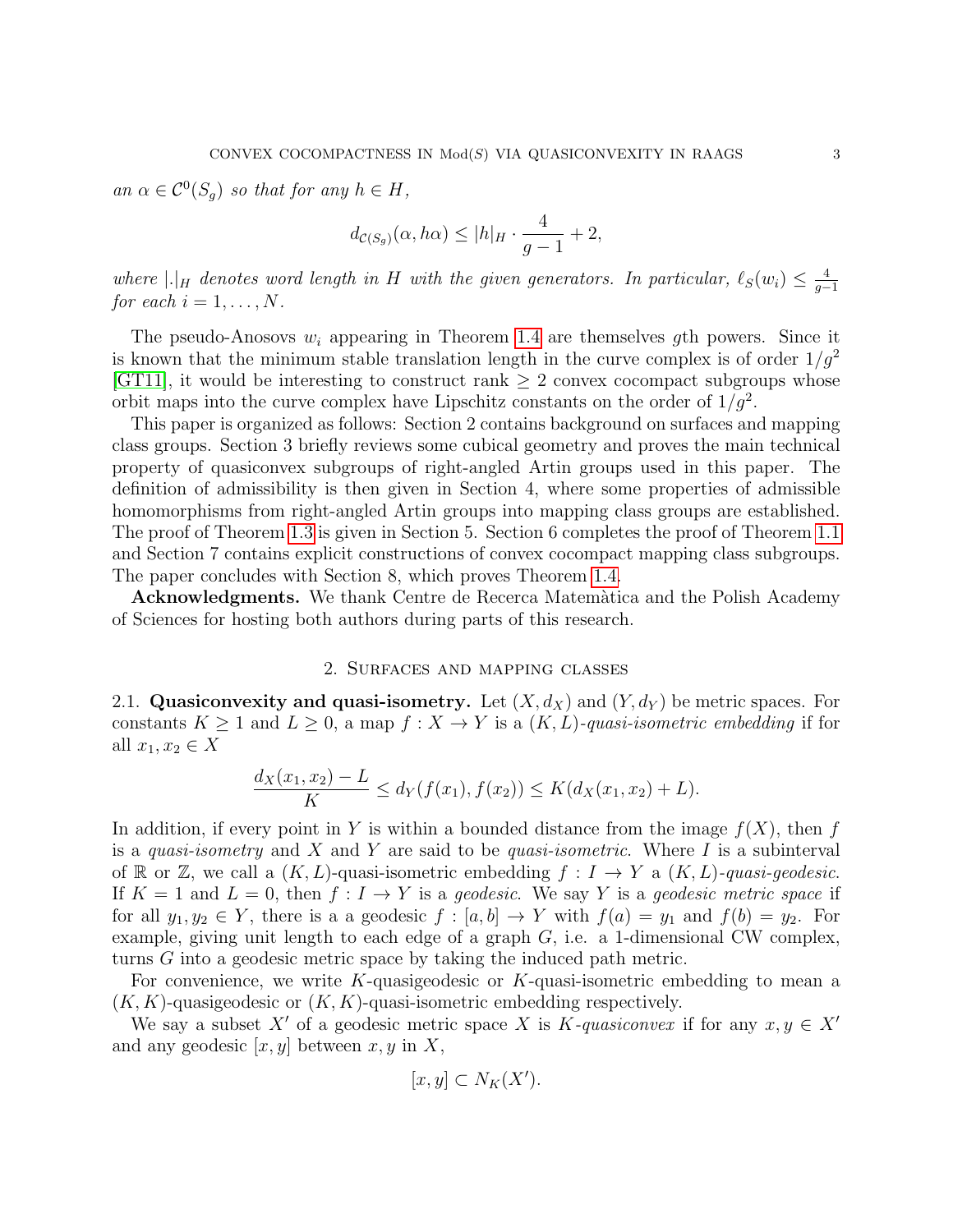*an* $\alpha \in \mathcal{C}^0(S_g)$ *so that for any* $h \in H$,

$$d_{\mathcal{C}(S_g)}(\alpha, h\alpha) \leq |h|_H \cdot \frac{4}{g-1} + 2,$$

*where* $|.|_H$ *denotes word length in* $H$ *with the given generators. In particular,* $\ell_S(w_i) \leq \frac{4}{g-1}$ *for each* $i = 1, \dots, N$.

The pseudo-Anosovs $w_i$ appearing in Theorem 1.4 are themselves $g$th powers. Since it is known that the minimum stable translation length in the curve complex is of order $1/g^2$ [GT11], it would be interesting to construct rank $\geq 2$ convex cocompact subgroups whose orbit maps into the curve complex have Lipschitz constants on the order of $1/g^2$.

This paper is organized as follows: Section 2 contains background on surfaces and mapping class groups. Section 3 briefly reviews some cubical geometry and proves the main technical property of quasiconvex subgroups of right-angled Artin groups used in this paper. The definition of admissibility is then given in Section 4, where some properties of admissible homomorphisms from right-angled Artin groups into mapping class groups are established. The proof of Theorem 1.3 is given in Section 5. Section 6 completes the proof of Theorem 1.1 and Section 7 contains explicit constructions of convex cocompact mapping class subgroups. The paper concludes with Section 8, which proves Theorem 1.4.

**Acknowledgments.** We thank Centre de Recerca Matemàtica and the Polish Academy of Sciences for hosting both authors during parts of this research.

## 2. Surfaces and mapping classes

**2.1. Quasiconvexity and quasi-isometry.** Let $(X, d_X)$ and $(Y, d_Y)$ be metric spaces. For constants $K \geq 1$ and $L \geq 0$, a map $f : X \to Y$ is a $(K, L)$-*quasi-isometric embedding* if for all $x_1, x_2 \in X$

$$\frac{d_X(x_1, x_2) - L}{K} \leq d_Y(f(x_1), f(x_2)) \leq K(d_X(x_1, x_2) + L).$$

In addition, if every point in $Y$ is within a bounded distance from the image $f(X)$, then $f$ is a *quasi-isometry* and $X$ and $Y$ are said to be *quasi-isometric*. Where $I$ is a subinterval of $\mathbb{R}$ or $\mathbb{Z}$, we call a $(K, L)$-quasi-isometric embedding $f : I \to Y$ a $(K, L)$-*quasi-geodesic*. If $K = 1$ and $L = 0$, then $f : I \to Y$ is a *geodesic*. We say $Y$ is a *geodesic metric space* if for all $y_1, y_2 \in Y$, there is a a geodesic $f : [a, b] \to Y$ with $f(a) = y_1$ and $f(b) = y_2$. For example, giving unit length to each edge of a graph $G$, i.e. a 1-dimensional CW complex, turns $G$ into a geodesic metric space by taking the induced path metric.

For convenience, we write $K$-quasigeodesic or $K$-quasi-isometric embedding to mean a $(K, K)$-quasigeodesic or $(K, K)$-quasi-isometric embedding respectively.

We say a subset $X'$ of a geodesic metric space $X$ is $K$-*quasiconvex* if for any $x, y \in X'$ and any geodesic $[x, y]$ between $x, y$ in $X$,

$$[x, y] \subset N_K(X').$$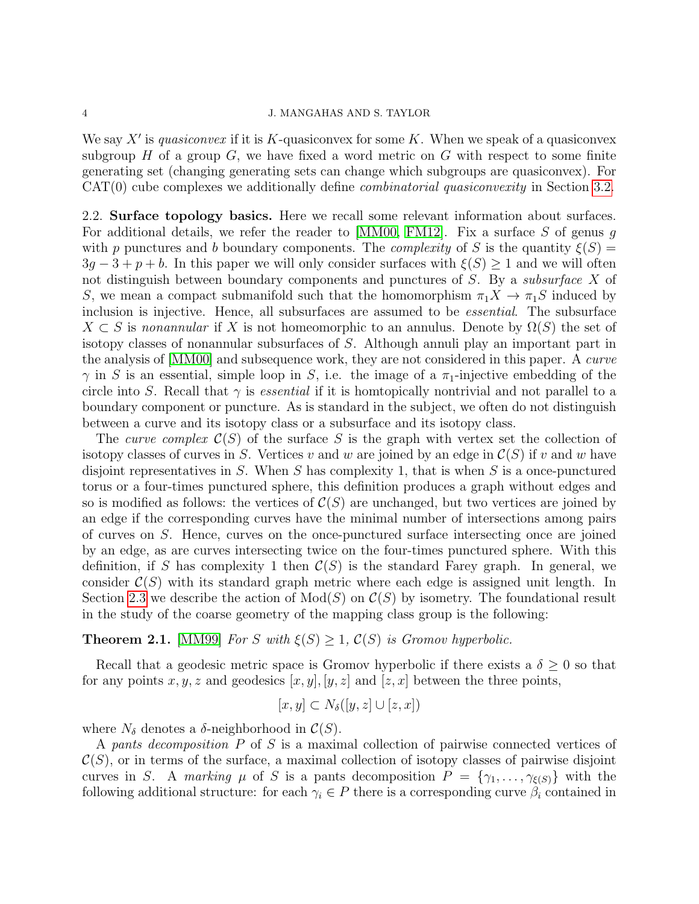We say $X'$ is *quasiconvex* if it is $K$-quasiconvex for some $K$. When we speak of a quasiconvex subgroup $H$ of a group $G$, we have fixed a word metric on $G$ with respect to some finite generating set (changing generating sets can change which subgroups are quasiconvex). For CAT(0) cube complexes we additionally define *combinatorial quasiconvexity* in Section 3.2.

2.2. **Surface topology basics.** Here we recall some relevant information about surfaces. For additional details, we refer the reader to [MM00, FM12]. Fix a surface $S$ of genus $g$ with $p$ punctures and $b$ boundary components. The *complexity* of $S$ is the quantity $\xi(S) = 3g - 3 + p + b$. In this paper we will only consider surfaces with $\xi(S) \geq 1$ and we will often not distinguish between boundary components and punctures of $S$. By a *subsurface* $X$ of $S$, we mean a compact submanifold such that the homomorphism $\pi_1 X \to \pi_1 S$ induced by inclusion is injective. Hence, all subsurfaces are assumed to be *essential*. The subsurface $X \subset S$ is *nonannular* if $X$ is not homeomorphic to an annulus. Denote by $\Omega(S)$ the set of isotopy classes of nonannular subsurfaces of $S$. Although annuli play an important part in the analysis of [MM00] and subsequence work, they are not considered in this paper. A *curve* $\gamma$ in $S$ is an essential, simple loop in $S$, i.e. the image of a $\pi_1$-injective embedding of the circle into $S$. Recall that $\gamma$ is *essential* if it is homtopically nontrivial and not parallel to a boundary component or puncture. As is standard in the subject, we often do not distinguish between a curve and its isotopy class or a subsurface and its isotopy class.

The *curve complex* $\mathcal{C}(S)$ of the surface $S$ is the graph with vertex set the collection of isotopy classes of curves in $S$. Vertices $v$ and $w$ are joined by an edge in $\mathcal{C}(S)$ if $v$ and $w$ have disjoint representatives in $S$. When $S$ has complexity 1, that is when $S$ is a once-punctured torus or a four-times punctured sphere, this definition produces a graph without edges and so is modified as follows: the vertices of $\mathcal{C}(S)$ are unchanged, but two vertices are joined by an edge if the corresponding curves have the minimal number of intersections among pairs of curves on $S$. Hence, curves on the once-punctured surface intersecting once are joined by an edge, as are curves intersecting twice on the four-times punctured sphere. With this definition, if $S$ has complexity 1 then $\mathcal{C}(S)$ is the standard Farey graph. In general, we consider $\mathcal{C}(S)$ with its standard graph metric where each edge is assigned unit length. In Section 2.3 we describe the action of $\mathrm{Mod}(S)$ on $\mathcal{C}(S)$ by isometry. The foundational result in the study of the coarse geometry of the mapping class group is the following:

**Theorem 2.1.** [MM99] *For $S$ with $\xi(S) \geq 1$, $\mathcal{C}(S)$ is Gromov hyperbolic.*

Recall that a geodesic metric space is Gromov hyperbolic if there exists a $\delta \geq 0$ so that for any points $x, y, z$ and geodesics $[x, y], [y, z]$ and $[z, x]$ between the three points,

$$[x, y] \subset N_\delta([y, z] \cup [z, x])$$

where $N_\delta$ denotes a $\delta$-neighborhood in $\mathcal{C}(S)$.

A *pants decomposition* $P$ of $S$ is a maximal collection of pairwise connected vertices of $\mathcal{C}(S)$, or in terms of the surface, a maximal collection of isotopy classes of pairwise disjoint curves in $S$. A *marking* $\mu$ of $S$ is a pants decomposition $P = \{\gamma_1, \ldots, \gamma_{\xi(S)}\}$ with the following additional structure: for each $\gamma_i \in P$ there is a corresponding curve $\beta_i$ contained in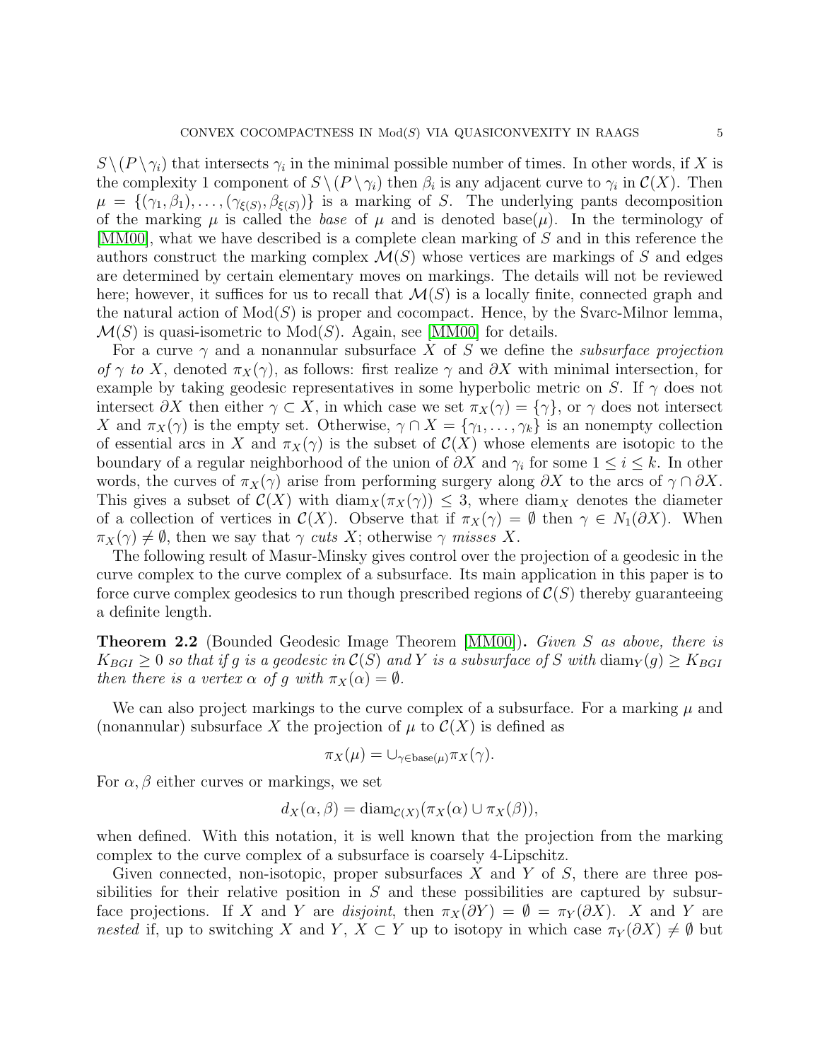$S \setminus (P \setminus \gamma_i)$ that intersects $\gamma_i$ in the minimal possible number of times. In other words, if $X$ is the complexity 1 component of $S \setminus (P \setminus \gamma_i)$ then $\beta_i$ is any adjacent curve to $\gamma_i$ in $\mathcal{C}(X)$. Then $\mu = \{(\gamma_1, \beta_1), \ldots, (\gamma_{\xi(S)}, \beta_{\xi(S)})\}$ is a marking of $S$. The underlying pants decomposition of the marking $\mu$ is called the *base* of $\mu$ and is denoted base$(\mu)$. In the terminology of [MM00], what we have described is a complete clean marking of $S$ and in this reference the authors construct the marking complex $\mathcal{M}(S)$ whose vertices are markings of $S$ and edges are determined by certain elementary moves on markings. The details will not be reviewed here; however, it suffices for us to recall that $\mathcal{M}(S)$ is a locally finite, connected graph and the natural action of $\mathrm{Mod}(S)$ is proper and cocompact. Hence, by the Svarc-Milnor lemma, $\mathcal{M}(S)$ is quasi-isometric to $\mathrm{Mod}(S)$. Again, see [MM00] for details.

For a curve $\gamma$ and a nonannular subsurface $X$ of $S$ we define the *subsurface projection of $\gamma$ to $X$*, denoted $\pi_X(\gamma)$, as follows: first realize $\gamma$ and $\partial X$ with minimal intersection, for example by taking geodesic representatives in some hyperbolic metric on $S$. If $\gamma$ does not intersect $\partial X$ then either $\gamma \subset X$, in which case we set $\pi_X(\gamma) = \{\gamma\}$, or $\gamma$ does not intersect $X$ and $\pi_X(\gamma)$ is the empty set. Otherwise, $\gamma \cap X = \{\gamma_1, \ldots, \gamma_k\}$ is an nonempty collection of essential arcs in $X$ and $\pi_X(\gamma)$ is the subset of $\mathcal{C}(X)$ whose elements are isotopic to the boundary of a regular neighborhood of the union of $\partial X$ and $\gamma_i$ for some $1 \le i \le k$. In other words, the curves of $\pi_X(\gamma)$ arise from performing surgery along $\partial X$ to the arcs of $\gamma \cap \partial X$. This gives a subset of $\mathcal{C}(X)$ with $\mathrm{diam}_X(\pi_X(\gamma)) \le 3$, where $\mathrm{diam}_X$ denotes the diameter of a collection of vertices in $\mathcal{C}(X)$. Observe that if $\pi_X(\gamma) = \emptyset$ then $\gamma \in N_1(\partial X)$. When $\pi_X(\gamma) \neq \emptyset$, then we say that $\gamma$ *cuts* $X$; otherwise $\gamma$ *misses* $X$.

The following result of Masur-Minsky gives control over the projection of a geodesic in the curve complex to the curve complex of a subsurface. Its main application in this paper is to force curve complex geodesics to run though prescribed regions of $\mathcal{C}(S)$ thereby guaranteeing a definite length.

**Theorem 2.2** (Bounded Geodesic Image Theorem [MM00])**.** *Given $S$ as above, there is $K_{BGI} \ge 0$ so that if $g$ is a geodesic in $\mathcal{C}(S)$ and $Y$ is a subsurface of $S$ with $\mathrm{diam}_Y(g) \ge K_{BGI}$ then there is a vertex $\alpha$ of $g$ with $\pi_X(\alpha) = \emptyset$.*

We can also project markings to the curve complex of a subsurface. For a marking $\mu$ and (nonannular) subsurface $X$ the projection of $\mu$ to $\mathcal{C}(X)$ is defined as

$$\pi_X(\mu) = \cup_{\gamma \in \mathrm{base}(\mu)} \pi_X(\gamma).$$

For $\alpha, \beta$ either curves or markings, we set

$$d_X(\alpha, \beta) = \mathrm{diam}_{\mathcal{C}(X)}(\pi_X(\alpha) \cup \pi_X(\beta)),$$

when defined. With this notation, it is well known that the projection from the marking complex to the curve complex of a subsurface is coarsely 4-Lipschitz.

Given connected, non-isotopic, proper subsurfaces $X$ and $Y$ of $S$, there are three possibilities for their relative position in $S$ and these possibilities are captured by subsurface projections. If $X$ and $Y$ are *disjoint*, then $\pi_X(\partial Y) = \emptyset = \pi_Y(\partial X)$. $X$ and $Y$ are *nested* if, up to switching $X$ and $Y$, $X \subset Y$ up to isotopy in which case $\pi_Y(\partial X) \neq \emptyset$ but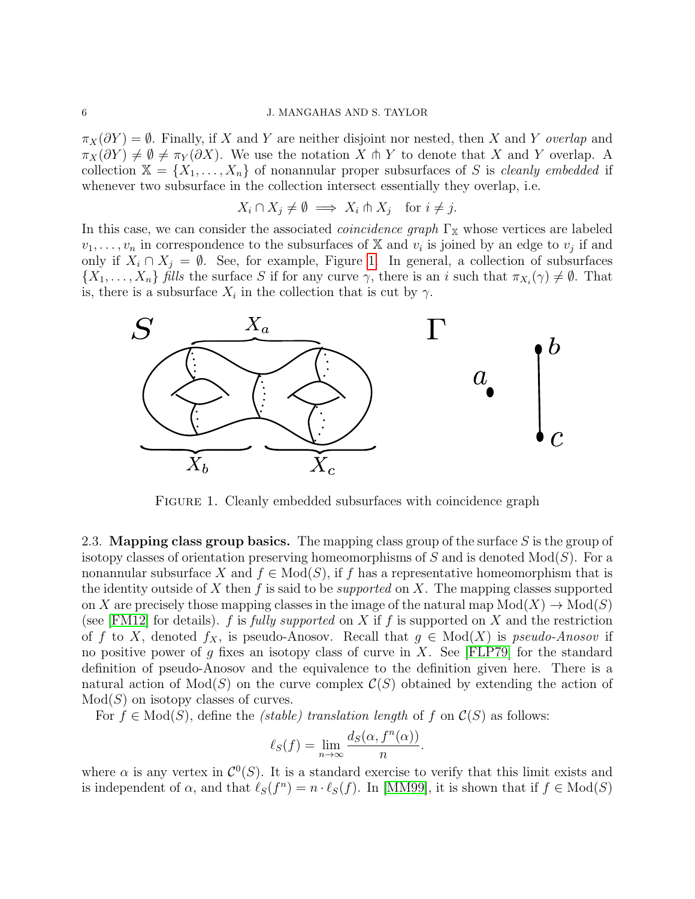$\pi_X(\partial Y) = \emptyset$. Finally, if $X$ and $Y$ are neither disjoint nor nested, then $X$ and $Y$ *overlap* and $\pi_X(\partial Y) \neq \emptyset \neq \pi_Y(\partial X)$. We use the notation $X \pitchfork Y$ to denote that $X$ and $Y$ overlap. A collection $\mathbb{X} = \{X_1, \ldots, X_n\}$ of nonannular proper subsurfaces of $S$ is *cleanly embedded* if whenever two subsurface in the collection intersect essentially they overlap, i.e.

$$X_i \cap X_j \neq \emptyset \implies X_i \pitchfork X_j \quad \text{for } i \neq j.$$

In this case, we can consider the associated *coincidence graph* $\Gamma_{\mathbb{X}}$ whose vertices are labeled $v_1, \ldots, v_n$ in correspondence to the subsurfaces of $\mathbb{X}$ and $v_i$ is joined by an edge to $v_j$ if and only if $X_i \cap X_j = \emptyset$. See, for example, Figure 1. In general, a collection of subsurfaces $\{X_1, \ldots, X_n\}$ *fills* the surface $S$ if for any curve $\gamma$, there is an $i$ such that $\pi_{X_i}(\gamma) \neq \emptyset$. That is, there is a subsurface $X_i$ in the collection that is cut by $\gamma$.

FIGURE 1. Cleanly embedded subsurfaces with coincidence graph

### 2.3. Mapping class group basics.

The mapping class group of the surface $S$ is the group of isotopy classes of orientation preserving homeomorphisms of $S$ and is denoted $\mathrm{Mod}(S)$. For a nonannular subsurface $X$ and $f \in \mathrm{Mod}(S)$, if $f$ has a representative homeomorphism that is the identity outside of $X$ then $f$ is said to be *supported* on $X$. The mapping classes supported on $X$ are precisely those mapping classes in the image of the natural map $\mathrm{Mod}(X) \to \mathrm{Mod}(S)$ (see [FM12] for details). $f$ is *fully supported* on $X$ if $f$ is supported on $X$ and the restriction of $f$ to $X$, denoted $f_X$, is pseudo-Anosov. Recall that $g \in \mathrm{Mod}(X)$ is *pseudo-Anosov* if no positive power of $g$ fixes an isotopy class of curve in $X$. See [FLP79] for the standard definition of pseudo-Anosov and the equivalence to the definition given here. There is a natural action of $\mathrm{Mod}(S)$ on the curve complex $\mathcal{C}(S)$ obtained by extending the action of $\mathrm{Mod}(S)$ on isotopy classes of curves.

For $f \in \mathrm{Mod}(S)$, define the *(stable) translation length* of $f$ on $\mathcal{C}(S)$ as follows:

$$\ell_S(f) = \lim_{n \to \infty} \frac{d_S(\alpha, f^n(\alpha))}{n}.$$

where $\alpha$ is any vertex in $\mathcal{C}^0(S)$. It is a standard exercise to verify that this limit exists and is independent of $\alpha$, and that $\ell_S(f^n) = n \cdot \ell_S(f)$. In [MM99], it is shown that if $f \in \mathrm{Mod}(S)$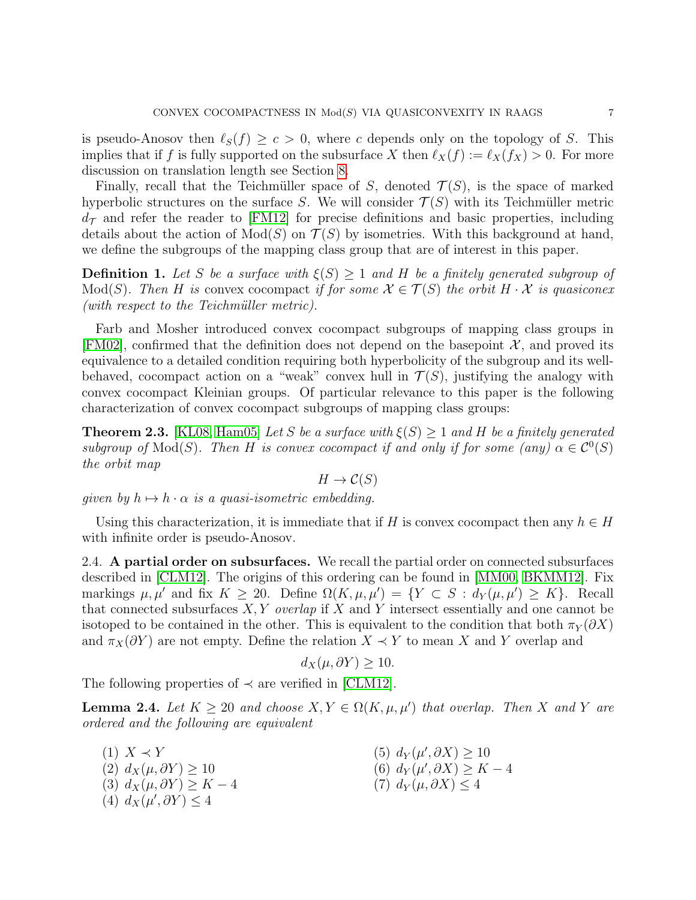is pseudo-Anosov then $\ell_S(f) \geq c > 0$, where $c$ depends only on the topology of $S$. This implies that if $f$ is fully supported on the subsurface $X$ then $\ell_X(f) := \ell_X(f_X) > 0$. For more discussion on translation length see Section 8.

Finally, recall that the Teichmüller space of $S$, denoted $\mathcal{T}(S)$, is the space of marked hyperbolic structures on the surface $S$. We will consider $\mathcal{T}(S)$ with its Teichmüller metric $d_{\mathcal{T}}$ and refer the reader to [FM12] for precise definitions and basic properties, including details about the action of $\mathrm{Mod}(S)$ on $\mathcal{T}(S)$ by isometries. With this background at hand, we define the subgroups of the mapping class group that are of interest in this paper.

**Definition 1.** *Let $S$ be a surface with $\xi(S) \geq 1$ and $H$ be a finitely generated subgroup of $\mathrm{Mod}(S)$. Then $H$ is* convex cocompact *if for some $\mathcal{X} \in \mathcal{T}(S)$ the orbit $H \cdot \mathcal{X}$ is quasiconex (with respect to the Teichmüller metric).*

Farb and Mosher introduced convex cocompact subgroups of mapping class groups in [FM02], confirmed that the definition does not depend on the basepoint $\mathcal{X}$, and proved its equivalence to a detailed condition requiring both hyperbolicity of the subgroup and its well-behaved, cocompact action on a "weak" convex hull in $\mathcal{T}(S)$, justifying the analogy with convex cocompact Kleinian groups. Of particular relevance to this paper is the following characterization of convex cocompact subgroups of mapping class groups:

**Theorem 2.3.** [KL08, Ham05] *Let $S$ be a surface with $\xi(S) \geq 1$ and $H$ be a finitely generated subgroup of $\mathrm{Mod}(S)$. Then $H$ is convex cocompact if and only if for some (any) $\alpha \in \mathcal{C}^0(S)$ the orbit map*

$$H \to \mathcal{C}(S)$$

*given by $h \mapsto h \cdot \alpha$ is a quasi-isometric embedding.*

Using this characterization, it is immediate that if $H$ is convex cocompact then any $h \in H$ with infinite order is pseudo-Anosov.

## 2.4. A partial order on subsurfaces.

We recall the partial order on connected subsurfaces described in [CLM12]. The origins of this ordering can be found in [MM00, BKMM12]. Fix markings $\mu, \mu'$ and fix $K \geq 20$. Define $\Omega(K, \mu, \mu') = \{Y \subset S : d_Y(\mu, \mu') \geq K\}$. Recall that connected subsurfaces $X, Y$ *overlap* if $X$ and $Y$ intersect essentially and one cannot be isotoped to be contained in the other. This is equivalent to the condition that both $\pi_Y(\partial X)$ and $\pi_X(\partial Y)$ are not empty. Define the relation $X \prec Y$ to mean $X$ and $Y$ overlap and

$$d_X(\mu, \partial Y) \geq 10.$$

The following properties of $\prec$ are verified in [CLM12].

**Lemma 2.4.** *Let $K \geq 20$ and choose $X, Y \in \Omega(K, \mu, \mu')$ that overlap. Then $X$ and $Y$ are ordered and the following are equivalent*

(1) $X \prec Y$
(2) $d_X(\mu, \partial Y) \geq 10$
(3) $d_X(\mu, \partial Y) \geq K - 4$
(4) $d_X(\mu', \partial Y) \leq 4$
(5) $d_Y(\mu', \partial X) \geq 10$
(6) $d_Y(\mu', \partial X) \geq K - 4$
(7) $d_Y(\mu, \partial X) \leq 4$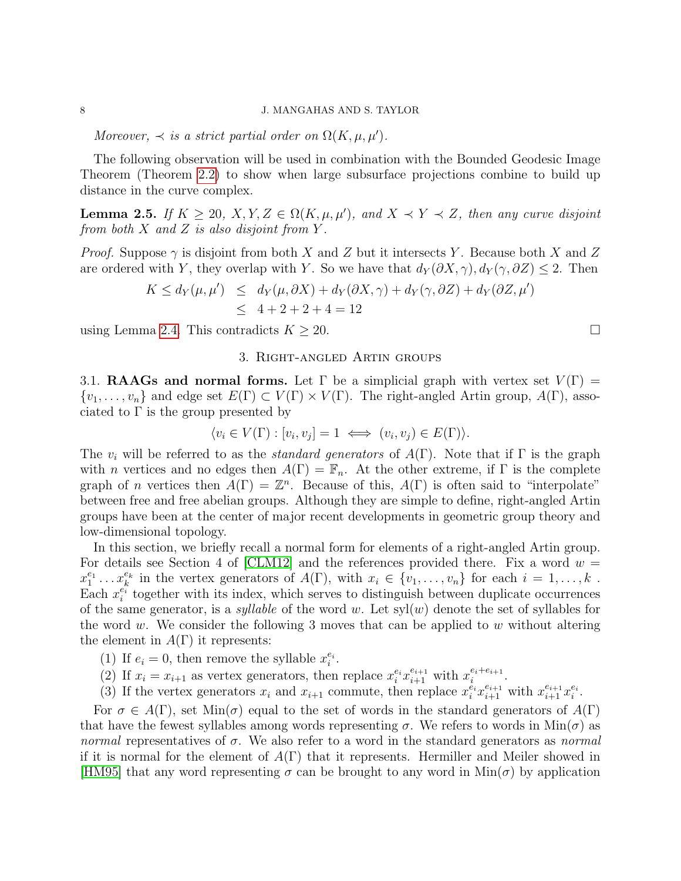*Moreover, $\prec$ is a strict partial order on $\Omega(K, \mu, \mu')$.*

The following observation will be used in combination with the Bounded Geodesic Image Theorem (Theorem 2.2) to show when large subsurface projections combine to build up distance in the curve complex.

**Lemma 2.5.** *If $K \geq 20$, $X, Y, Z \in \Omega(K, \mu, \mu')$, and $X \prec Y \prec Z$, then any curve disjoint from both $X$ and $Z$ is also disjoint from $Y$.*

*Proof.* Suppose $\gamma$ is disjoint from both $X$ and $Z$ but it intersects $Y$. Because both $X$ and $Z$ are ordered with $Y$, they overlap with $Y$. So we have that $d_Y(\partial X, \gamma), d_Y(\gamma, \partial Z) \leq 2$. Then

$$\begin{aligned} K \leq d_Y(\mu, \mu') &\leq d_Y(\mu, \partial X) + d_Y(\partial X, \gamma) + d_Y(\gamma, \partial Z) + d_Y(\partial Z, \mu') \\ &\leq 4 + 2 + 2 + 4 = 12 \end{aligned}$$

using Lemma 2.4. This contradicts $K \geq 20$. $\square$

## 3. Right-angled Artin groups

3.1. **RAAGs and normal forms.** Let $\Gamma$ be a simplicial graph with vertex set $V(\Gamma) = \{v_1, \ldots, v_n\}$ and edge set $E(\Gamma) \subset V(\Gamma) \times V(\Gamma)$. The right-angled Artin group, $A(\Gamma)$, associated to $\Gamma$ is the group presented by

$$\langle v_i \in V(\Gamma) : [v_i, v_j] = 1 \iff (v_i, v_j) \in E(\Gamma) \rangle.$$

The $v_i$ will be referred to as the *standard generators* of $A(\Gamma)$. Note that if $\Gamma$ is the graph with $n$ vertices and no edges then $A(\Gamma) = \mathbb{F}_n$. At the other extreme, if $\Gamma$ is the complete graph of $n$ vertices then $A(\Gamma) = \mathbb{Z}^n$. Because of this, $A(\Gamma)$ is often said to "interpolate" between free and free abelian groups. Although they are simple to define, right-angled Artin groups have been at the center of major recent developments in geometric group theory and low-dimensional topology.

In this section, we briefly recall a normal form for elements of a right-angled Artin group. For details see Section 4 of [CLM12] and the references provided there. Fix a word $w = x_1^{e_1} \ldots x_k^{e_k}$ in the vertex generators of $A(\Gamma)$, with $x_i \in \{v_1, \ldots, v_n\}$ for each $i = 1, \ldots, k$. Each $x_i^{e_i}$ together with its index, which serves to distinguish between duplicate occurrences of the same generator, is a *syllable* of the word $w$. Let $\mathrm{syl}(w)$ denote the set of syllables for the word $w$. We consider the following 3 moves that can be applied to $w$ without altering the element in $A(\Gamma)$ it represents:

1. If $e_i = 0$, then remove the syllable $x_i^{e_i}$.
2. If $x_i = x_{i+1}$ as vertex generators, then replace $x_i^{e_i} x_{i+1}^{e_{i+1}}$ with $x_i^{e_i + e_{i+1}}$.
3. If the vertex generators $x_i$ and $x_{i+1}$ commute, then replace $x_i^{e_i} x_{i+1}^{e_{i+1}}$ with $x_{i+1}^{e_{i+1}} x_i^{e_i}$.

For $\sigma \in A(\Gamma)$, set $\mathrm{Min}(\sigma)$ equal to the set of words in the standard generators of $A(\Gamma)$ that have the fewest syllables among words representing $\sigma$. We refers to words in $\mathrm{Min}(\sigma)$ as *normal* representatives of $\sigma$. We also refer to a word in the standard generators as *normal* if it is normal for the element of $A(\Gamma)$ that it represents. Hermiller and Meiler showed in [HM95] that any word representing $\sigma$ can be brought to any word in $\mathrm{Min}(\sigma)$ by application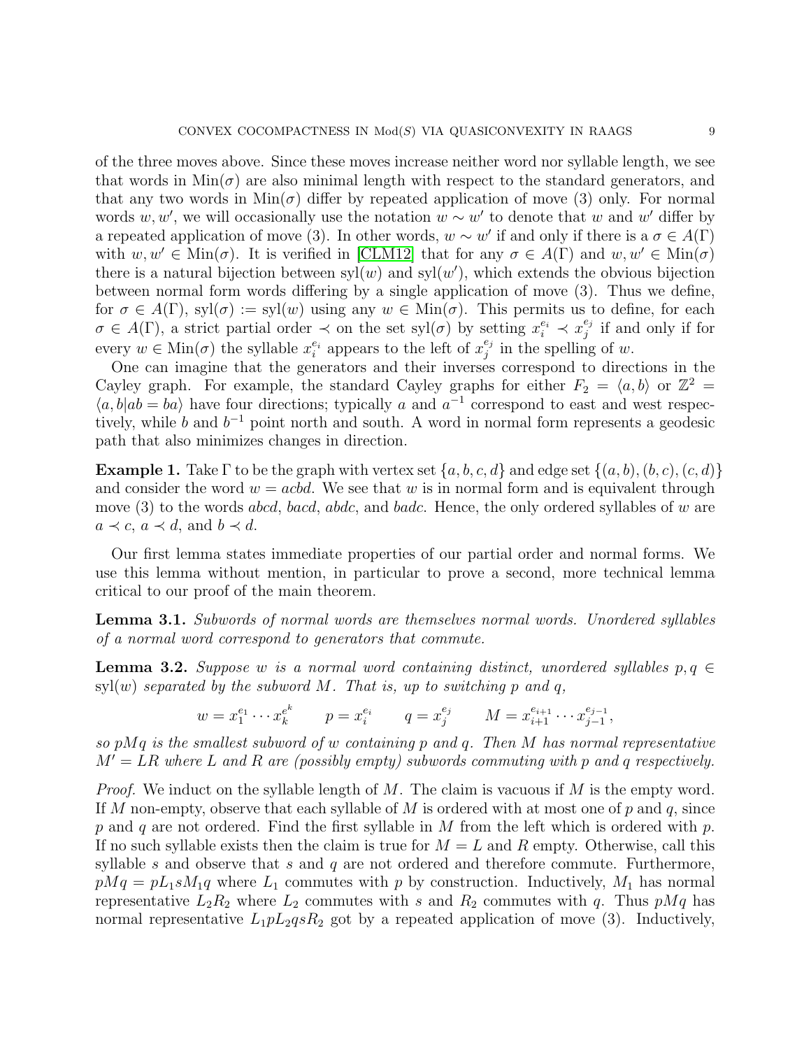of the three moves above. Since these moves increase neither word nor syllable length, we see that words in $\text{Min}(\sigma)$ are also minimal length with respect to the standard generators, and that any two words in $\text{Min}(\sigma)$ differ by repeated application of move (3) only. For normal words $w, w'$, we will occasionally use the notation $w \sim w'$ to denote that $w$ and $w'$ differ by a repeated application of move (3). In other words, $w \sim w'$ if and only if there is a $\sigma \in A(\Gamma)$ with $w, w' \in \text{Min}(\sigma)$. It is verified in [CLM12] that for any $\sigma \in A(\Gamma)$ and $w, w' \in \text{Min}(\sigma)$ there is a natural bijection between $\text{syl}(w)$ and $\text{syl}(w')$, which extends the obvious bijection between normal form words differing by a single application of move (3). Thus we define, for $\sigma \in A(\Gamma)$, $\text{syl}(\sigma) := \text{syl}(w)$ using any $w \in \text{Min}(\sigma)$. This permits us to define, for each $\sigma \in A(\Gamma)$, a strict partial order $\prec$ on the set $\text{syl}(\sigma)$ by setting $x_i^{e_i} \prec x_j^{e_j}$ if and only if for every $w \in \text{Min}(\sigma)$ the syllable $x_i^{e_i}$ appears to the left of $x_j^{e_j}$ in the spelling of $w$.

One can imagine that the generators and their inverses correspond to directions in the Cayley graph. For example, the standard Cayley graphs for either $F_2 = \langle a, b \rangle$ or $\mathbb{Z}^2 = \langle a, b | ab = ba \rangle$ have four directions; typically $a$ and $a^{-1}$ correspond to east and west respectively, while $b$ and $b^{-1}$ point north and south. A word in normal form represents a geodesic path that also minimizes changes in direction.

**Example 1.** Take $\Gamma$ to be the graph with vertex set $\{a, b, c, d\}$ and edge set $\{(a, b), (b, c), (c, d)\}$ and consider the word $w = acbd$. We see that $w$ is in normal form and is equivalent through move (3) to the words $abcd$, $bacd$, $abdc$, and $badc$. Hence, the only ordered syllables of $w$ are $a \prec c$, $a \prec d$, and $b \prec d$.

Our first lemma states immediate properties of our partial order and normal forms. We use this lemma without mention, in particular to prove a second, more technical lemma critical to our proof of the main theorem.

**Lemma 3.1.** *Subwords of normal words are themselves normal words. Unordered syllables of a normal word correspond to generators that commute.*

**Lemma 3.2.** *Suppose $w$ is a normal word containing distinct, unordered syllables $p, q \in \text{syl}(w)$ separated by the subword $M$. That is, up to switching $p$ and $q$,*

$$w = x_1^{e_1} \cdots x_k^{e^k} \qquad p = x_i^{e_i} \qquad q = x_j^{e_j} \qquad M = x_{i+1}^{e_{i+1}} \cdots x_{j-1}^{e_{j-1}},$$

*so $pMq$ is the smallest subword of $w$ containing $p$ and $q$. Then $M$ has normal representative $M' = LR$ where $L$ and $R$ are (possibly empty) subwords commuting with $p$ and $q$ respectively.*

*Proof.* We induct on the syllable length of $M$. The claim is vacuous if $M$ is the empty word. If $M$ non-empty, observe that each syllable of $M$ is ordered with at most one of $p$ and $q$, since $p$ and $q$ are not ordered. Find the first syllable in $M$ from the left which is ordered with $p$. If no such syllable exists then the claim is true for $M = L$ and $R$ empty. Otherwise, call this syllable $s$ and observe that $s$ and $q$ are not ordered and therefore commute. Furthermore, $pMq = pL_1sM_1q$ where $L_1$ commutes with $p$ by construction. Inductively, $M_1$ has normal representative $L_2R_2$ where $L_2$ commutes with $s$ and $R_2$ commutes with $q$. Thus $pMq$ has normal representative $L_1pL_2qsR_2$ got by a repeated application of move (3). Inductively,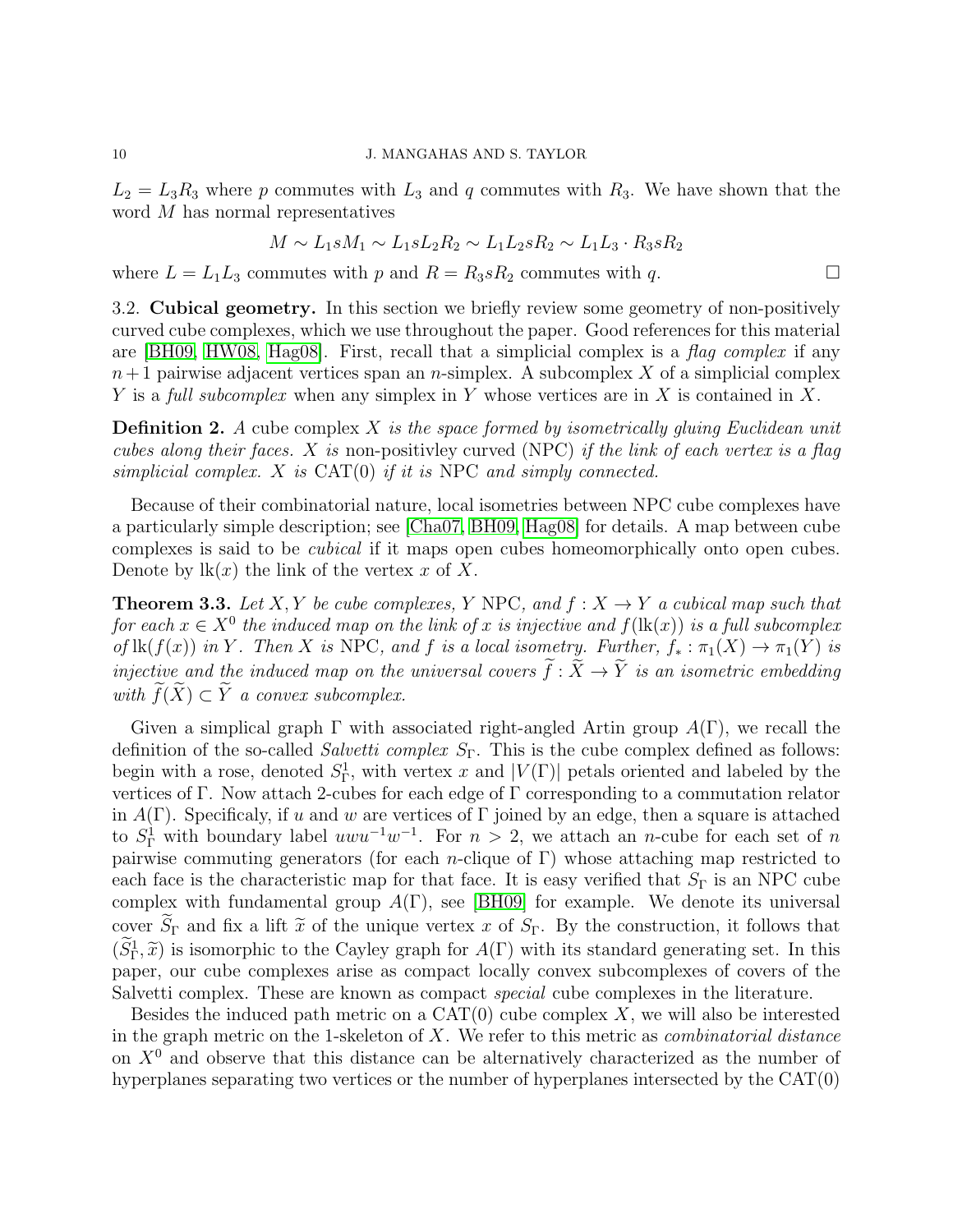$L_2 = L_3 R_3$ where $p$ commutes with $L_3$ and $q$ commutes with $R_3$. We have shown that the word $M$ has normal representatives

$$M \sim L_1 s M_1 \sim L_1 s L_2 R_2 \sim L_1 L_2 s R_2 \sim L_1 L_3 \cdot R_3 s R_2$$

where $L = L_1 L_3$ commutes with $p$ and $R = R_3 s R_2$ commutes with $q$. □

### 3.2. Cubical geometry.

In this section we briefly review some geometry of non-positively curved cube complexes, which we use throughout the paper. Good references for this material are [BH09, HW08, Hag08]. First, recall that a simplicial complex is a *flag complex* if any $n+1$ pairwise adjacent vertices span an $n$-simplex. A subcomplex $X$ of a simplicial complex $Y$ is a *full subcomplex* when any simplex in $Y$ whose vertices are in $X$ is contained in $X$.

**Definition 2.** *A* cube complex $X$ *is the space formed by isometrically gluing Euclidean unit cubes along their faces.* $X$ *is* non-positivley curved (NPC) *if the link of each vertex is a flag simplicial complex.* $X$ *is* CAT(0) *if it is* NPC *and simply connected.*

Because of their combinatorial nature, local isometries between NPC cube complexes have a particularly simple description; see [Cha07, BH09, Hag08] for details. A map between cube complexes is said to be *cubical* if it maps open cubes homeomorphically onto open cubes. Denote by $\mathrm{lk}(x)$ the link of the vertex $x$ of $X$.

**Theorem 3.3.** *Let $X, Y$ be cube complexes, $Y$ NPC, and $f : X \to Y$ a cubical map such that for each $x \in X^0$ the induced map on the link of $x$ is injective and $f(\mathrm{lk}(x))$ is a full subcomplex of $\mathrm{lk}(f(x))$ in $Y$. Then $X$ is NPC, and $f$ is a local isometry. Further, $f_* : \pi_1(X) \to \pi_1(Y)$ is injective and the induced map on the universal covers $\widetilde{f} : \widetilde{X} \to \widetilde{Y}$ is an isometric embedding with $\widetilde{f}(\widetilde{X}) \subset \widetilde{Y}$ a convex subcomplex.*

Given a simplical graph $\Gamma$ with associated right-angled Artin group $A(\Gamma)$, we recall the definition of the so-called *Salvetti complex* $S_\Gamma$. This is the cube complex defined as follows: begin with a rose, denoted $S^1_\Gamma$, with vertex $x$ and $|V(\Gamma)|$ petals oriented and labeled by the vertices of $\Gamma$. Now attach 2-cubes for each edge of $\Gamma$ corresponding to a commutation relator in $A(\Gamma)$. Specificaly, if $u$ and $w$ are vertices of $\Gamma$ joined by an edge, then a square is attached to $S^1_\Gamma$ with boundary label $uwu^{-1}w^{-1}$. For $n > 2$, we attach an $n$-cube for each set of $n$ pairwise commuting generators (for each $n$-clique of $\Gamma$) whose attaching map restricted to each face is the characteristic map for that face. It is easy verified that $S_\Gamma$ is an NPC cube complex with fundamental group $A(\Gamma)$, see [BH09] for example. We denote its universal cover $\widetilde{S}_\Gamma$ and fix a lift $\widetilde{x}$ of the unique vertex $x$ of $S_\Gamma$. By the construction, it follows that $(\widetilde{S}^1_\Gamma, \widetilde{x})$ is isomorphic to the Cayley graph for $A(\Gamma)$ with its standard generating set. In this paper, our cube complexes arise as compact locally convex subcomplexes of covers of the Salvetti complex. These are known as compact *special* cube complexes in the literature.

Besides the induced path metric on a CAT(0) cube complex $X$, we will also be interested in the graph metric on the 1-skeleton of $X$. We refer to this metric as *combinatorial distance* on $X^0$ and observe that this distance can be alternatively characterized as the number of hyperplanes separating two vertices or the number of hyperplanes intersected by the CAT(0)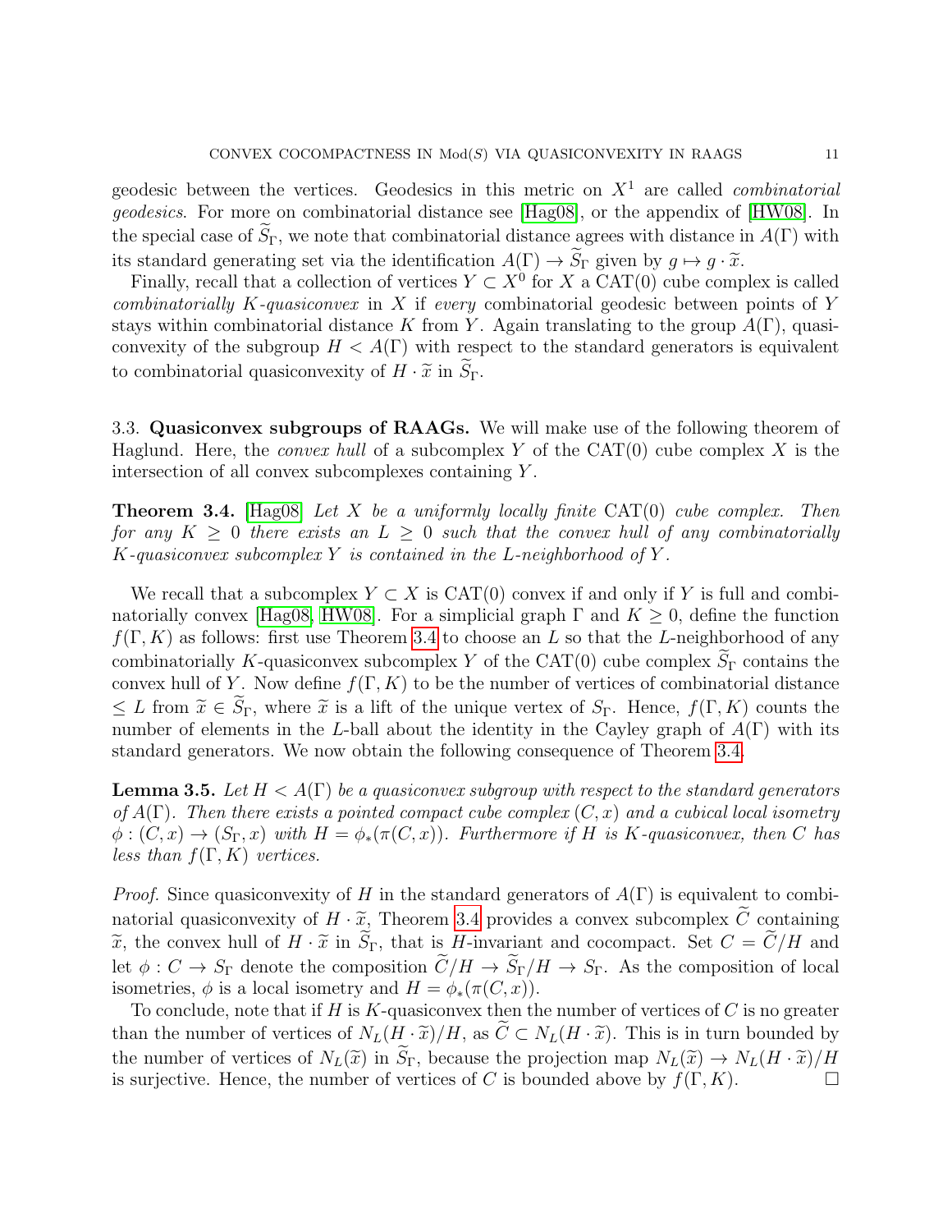geodesic between the vertices. Geodesics in this metric on $X^1$ are called *combinatorial geodesics*. For more on combinatorial distance see [Hag08], or the appendix of [HW08]. In the special case of $\widetilde{S}_\Gamma$, we note that combinatorial distance agrees with distance in $A(\Gamma)$ with its standard generating set via the identification $A(\Gamma) \to \widetilde{S}_\Gamma$ given by $g \mapsto g \cdot \widetilde{x}$.

Finally, recall that a collection of vertices $Y \subset X^0$ for $X$ a CAT(0) cube complex is called *combinatorially $K$-quasiconvex* in $X$ if *every* combinatorial geodesic between points of $Y$ stays within combinatorial distance $K$ from $Y$. Again translating to the group $A(\Gamma)$, quasiconvexity of the subgroup $H < A(\Gamma)$ with respect to the standard generators is equivalent to combinatorial quasiconvexity of $H \cdot \widetilde{x}$ in $\widetilde{S}_\Gamma$.

### 3.3. Quasiconvex subgroups of RAAGs.

We will make use of the following theorem of Haglund. Here, the *convex hull* of a subcomplex $Y$ of the CAT(0) cube complex $X$ is the intersection of all convex subcomplexes containing $Y$.

**Theorem 3.4.** [Hag08] *Let $X$ be a uniformly locally finite* CAT(0) *cube complex. Then for any $K \geq 0$ there exists an $L \geq 0$ such that the convex hull of any combinatorially $K$-quasiconvex subcomplex $Y$ is contained in the $L$-neighborhood of $Y$.*

We recall that a subcomplex $Y \subset X$ is CAT(0) convex if and only if $Y$ is full and combinatorially convex [Hag08, HW08]. For a simplicial graph $\Gamma$ and $K \geq 0$, define the function $f(\Gamma, K)$ as follows: first use Theorem 3.4 to choose an $L$ so that the $L$-neighborhood of any combinatorially $K$-quasiconvex subcomplex $Y$ of the CAT(0) cube complex $\widetilde{S}_\Gamma$ contains the convex hull of $Y$. Now define $f(\Gamma, K)$ to be the number of vertices of combinatorial distance $\leq L$ from $\widetilde{x} \in \widetilde{S}_\Gamma$, where $\widetilde{x}$ is a lift of the unique vertex of $S_\Gamma$. Hence, $f(\Gamma, K)$ counts the number of elements in the $L$-ball about the identity in the Cayley graph of $A(\Gamma)$ with its standard generators. We now obtain the following consequence of Theorem 3.4.

**Lemma 3.5.** *Let $H < A(\Gamma)$ be a quasiconvex subgroup with respect to the standard generators of $A(\Gamma)$. Then there exists a pointed compact cube complex $(C, x)$ and a cubical local isometry $\phi : (C, x) \to (S_\Gamma, x)$ with $H = \phi_*(\pi(C, x))$. Furthermore if $H$ is $K$-quasiconvex, then $C$ has less than $f(\Gamma, K)$ vertices.*

*Proof.* Since quasiconvexity of $H$ in the standard generators of $A(\Gamma)$ is equivalent to combinatorial quasiconvexity of $H \cdot \widetilde{x}$, Theorem 3.4 provides a convex subcomplex $\widetilde{C}$ containing $\widetilde{x}$, the convex hull of $H \cdot \widetilde{x}$ in $\widetilde{S}_\Gamma$, that is $H$-invariant and cocompact. Set $C = \widetilde{C}/H$ and let $\phi : C \to S_\Gamma$ denote the composition $\widetilde{C}/H \to \widetilde{S}_\Gamma/H \to S_\Gamma$. As the composition of local isometries, $\phi$ is a local isometry and $H = \phi_*(\pi(C, x))$.

To conclude, note that if $H$ is $K$-quasiconvex then the number of vertices of $C$ is no greater than the number of vertices of $N_L(H \cdot \widetilde{x})/H$, as $\widetilde{C} \subset N_L(H \cdot \widetilde{x})$. This is in turn bounded by the number of vertices of $N_L(\widetilde{x})$ in $\widetilde{S}_\Gamma$, because the projection map $N_L(\widetilde{x}) \to N_L(H \cdot \widetilde{x})/H$ is surjective. Hence, the number of vertices of $C$ is bounded above by $f(\Gamma, K)$. $\square$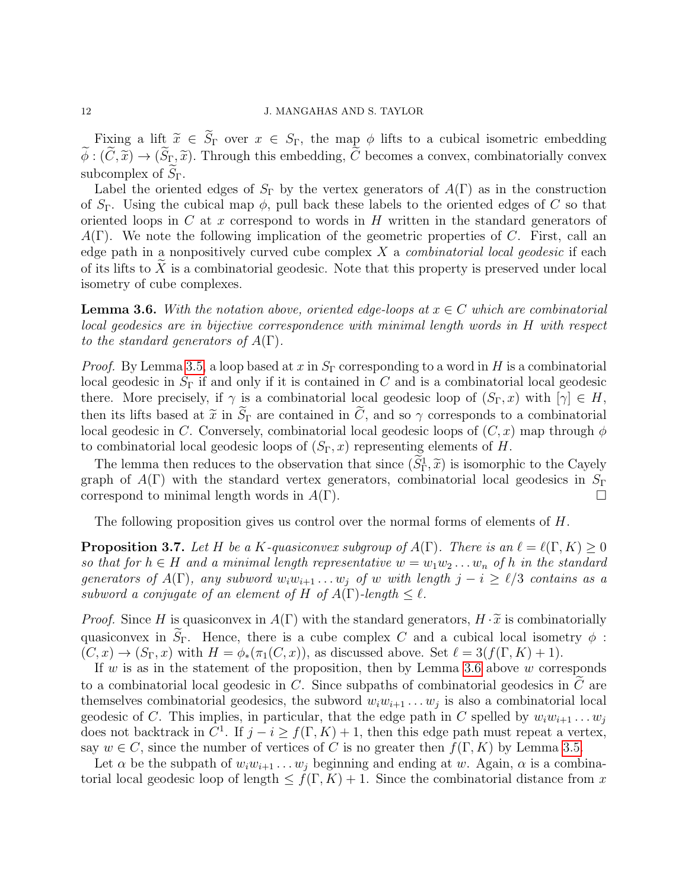Fixing a lift $\widetilde{x} \in \widetilde{S}_\Gamma$ over $x \in S_\Gamma$, the map $\phi$ lifts to a cubical isometric embedding $\widetilde{\phi} : (\widetilde{C}, \widetilde{x}) \to (\widetilde{S}_\Gamma, \widetilde{x})$. Through this embedding, $\widetilde{C}$ becomes a convex, combinatorially convex subcomplex of $\widetilde{S}_\Gamma$.

Label the oriented edges of $S_\Gamma$ by the vertex generators of $A(\Gamma)$ as in the construction of $S_\Gamma$. Using the cubical map $\phi$, pull back these labels to the oriented edges of $C$ so that oriented loops in $C$ at $x$ correspond to words in $H$ written in the standard generators of $A(\Gamma)$. We note the following implication of the geometric properties of $C$. First, call an edge path in a nonpositively curved cube complex $X$ a *combinatorial local geodesic* if each of its lifts to $\widetilde{X}$ is a combinatorial geodesic. Note that this property is preserved under local isometry of cube complexes.

**Lemma 3.6.** *With the notation above, oriented edge-loops at $x \in C$ which are combinatorial local geodesics are in bijective correspondence with minimal length words in $H$ with respect to the standard generators of $A(\Gamma)$.*

*Proof.* By Lemma 3.5, a loop based at $x$ in $S_\Gamma$ corresponding to a word in $H$ is a combinatorial local geodesic in $S_\Gamma$ if and only if it is contained in $C$ and is a combinatorial local geodesic there. More precisely, if $\gamma$ is a combinatorial local geodesic loop of $(S_\Gamma, x)$ with $[\gamma] \in H$, then its lifts based at $\widetilde{x}$ in $\widetilde{S}_\Gamma$ are contained in $\widetilde{C}$, and so $\gamma$ corresponds to a combinatorial local geodesic in $C$. Conversely, combinatorial local geodesic loops of $(C, x)$ map through $\phi$ to combinatorial local geodesic loops of $(S_\Gamma, x)$ representing elements of $H$.

The lemma then reduces to the observation that since $(\widetilde{S}^1_\Gamma, \widetilde{x})$ is isomorphic to the Cayely graph of $A(\Gamma)$ with the standard vertex generators, combinatorial local geodesics in $S_\Gamma$ correspond to minimal length words in $A(\Gamma)$. □

The following proposition gives us control over the normal forms of elements of $H$.

**Proposition 3.7.** *Let $H$ be a $K$-quasiconvex subgroup of $A(\Gamma)$. There is an $\ell = \ell(\Gamma, K) \geq 0$ so that for $h \in H$ and a minimal length representative $w = w_1 w_2 \dots w_n$ of $h$ in the standard generators of $A(\Gamma)$, any subword $w_i w_{i+1} \dots w_j$ of $w$ with length $j - i \geq \ell/3$ contains as a subword a conjugate of an element of $H$ of $A(\Gamma)$-length $\leq \ell$.*

*Proof.* Since $H$ is quasiconvex in $A(\Gamma)$ with the standard generators, $H \cdot \widetilde{x}$ is combinatorially quasiconvex in $\widetilde{S}_\Gamma$. Hence, there is a cube complex $C$ and a cubical local isometry $\phi : (C, x) \to (S_\Gamma, x)$ with $H = \phi_*(\pi_1(C, x))$, as discussed above. Set $\ell = 3(f(\Gamma, K) + 1)$.

If $w$ is as in the statement of the proposition, then by Lemma 3.6 above $w$ corresponds to a combinatorial local geodesic in $C$. Since subpaths of combinatorial geodesics in $\widetilde{C}$ are themselves combinatorial geodesics, the subword $w_i w_{i+1} \dots w_j$ is also a combinatorial local geodesic of $C$. This implies, in particular, that the edge path in $C$ spelled by $w_i w_{i+1} \dots w_j$ does not backtrack in $C^1$. If $j - i \geq f(\Gamma, K) + 1$, then this edge path must repeat a vertex, say $w \in C$, since the number of vertices of $C$ is no greater then $f(\Gamma, K)$ by Lemma 3.5.

Let $\alpha$ be the subpath of $w_i w_{i+1} \dots w_j$ beginning and ending at $w$. Again, $\alpha$ is a combinatorial local geodesic loop of length $\leq f(\Gamma, K) + 1$. Since the combinatorial distance from $x$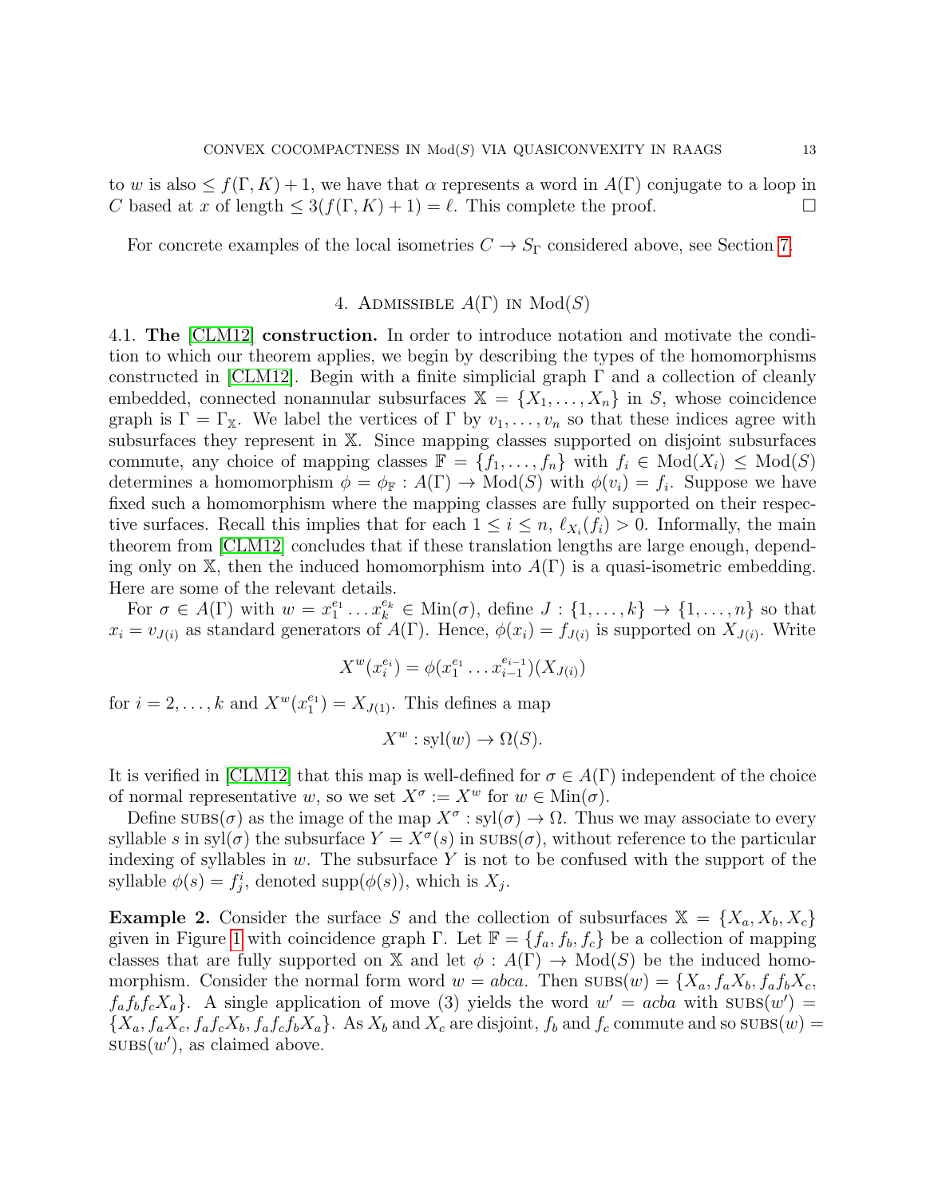to $w$ is also $\leq f(\Gamma, K) + 1$, we have that $\alpha$ represents a word in $A(\Gamma)$ conjugate to a loop in $C$ based at $x$ of length $\leq 3(f(\Gamma, K) + 1) = \ell$. This complete the proof. $\square$

For concrete examples of the local isometries $C \to S_\Gamma$ considered above, see Section 7.

## 4. Admissible $A(\Gamma)$ in $\mathrm{Mod}(S)$

**4.1. The [CLM12] construction.** In order to introduce notation and motivate the condition to which our theorem applies, we begin by describing the types of the homomorphisms constructed in [CLM12]. Begin with a finite simplicial graph $\Gamma$ and a collection of cleanly embedded, connected nonannular subsurfaces $\mathbb{X} = \{X_1, \ldots, X_n\}$ in $S$, whose coincidence graph is $\Gamma = \Gamma_{\mathbb{X}}$. We label the vertices of $\Gamma$ by $v_1, \ldots, v_n$ so that these indices agree with subsurfaces they represent in $\mathbb{X}$. Since mapping classes supported on disjoint subsurfaces commute, any choice of mapping classes $\mathbb{F} = \{f_1, \ldots, f_n\}$ with $f_i \in \mathrm{Mod}(X_i) \leq \mathrm{Mod}(S)$ determines a homomorphism $\phi = \phi_{\mathbb{F}} : A(\Gamma) \to \mathrm{Mod}(S)$ with $\phi(v_i) = f_i$. Suppose we have fixed such a homomorphism where the mapping classes are fully supported on their respective surfaces. Recall this implies that for each $1 \leq i \leq n$, $\ell_{X_i}(f_i) > 0$. Informally, the main theorem from [CLM12] concludes that if these translation lengths are large enough, depending only on $\mathbb{X}$, then the induced homomorphism into $A(\Gamma)$ is a quasi-isometric embedding. Here are some of the relevant details.

For $\sigma \in A(\Gamma)$ with $w = x_1^{e_1} \ldots x_k^{e_k} \in \mathrm{Min}(\sigma)$, define $J : \{1, \ldots, k\} \to \{1, \ldots, n\}$ so that $x_i = v_{J(i)}$ as standard generators of $A(\Gamma)$. Hence, $\phi(x_i) = f_{J(i)}$ is supported on $X_{J(i)}$. Write

$$X^w(x_i^{e_i}) = \phi(x_1^{e_1} \ldots x_{i-1}^{e_{i-1}})(X_{J(i)})$$

for $i = 2, \ldots, k$ and $X^w(x_1^{e_1}) = X_{J(1)}$. This defines a map

$$X^w : \mathrm{syl}(w) \to \Omega(S).$$

It is verified in [CLM12] that this map is well-defined for $\sigma \in A(\Gamma)$ independent of the choice of normal representative $w$, so we set $X^\sigma := X^w$ for $w \in \mathrm{Min}(\sigma)$.

Define $\textsc{subs}(\sigma)$ as the image of the map $X^\sigma : \mathrm{syl}(\sigma) \to \Omega$. Thus we may associate to every syllable $s$ in $\mathrm{syl}(\sigma)$ the subsurface $Y = X^\sigma(s)$ in $\textsc{subs}(\sigma)$, without reference to the particular indexing of syllables in $w$. The subsurface $Y$ is not to be confused with the support of the syllable $\phi(s) = f_j^i$, denoted $\mathrm{supp}(\phi(s))$, which is $X_j$.

**Example 2.** Consider the surface $S$ and the collection of subsurfaces $\mathbb{X} = \{X_a, X_b, X_c\}$ given in Figure 1 with coincidence graph $\Gamma$. Let $\mathbb{F} = \{f_a, f_b, f_c\}$ be a collection of mapping classes that are fully supported on $\mathbb{X}$ and let $\phi : A(\Gamma) \to \mathrm{Mod}(S)$ be the induced homomorphism. Consider the normal form word $w = abca$. Then $\textsc{subs}(w) = \{X_a, f_a X_b, f_a f_b X_c, f_a f_b f_c X_a\}$. A single application of move (3) yields the word $w' = acba$ with $\textsc{subs}(w') = \{X_a, f_a X_c, f_a f_c X_b, f_a f_c f_b X_a\}$. As $X_b$ and $X_c$ are disjoint, $f_b$ and $f_c$ commute and so $\textsc{subs}(w) = \textsc{subs}(w')$, as claimed above.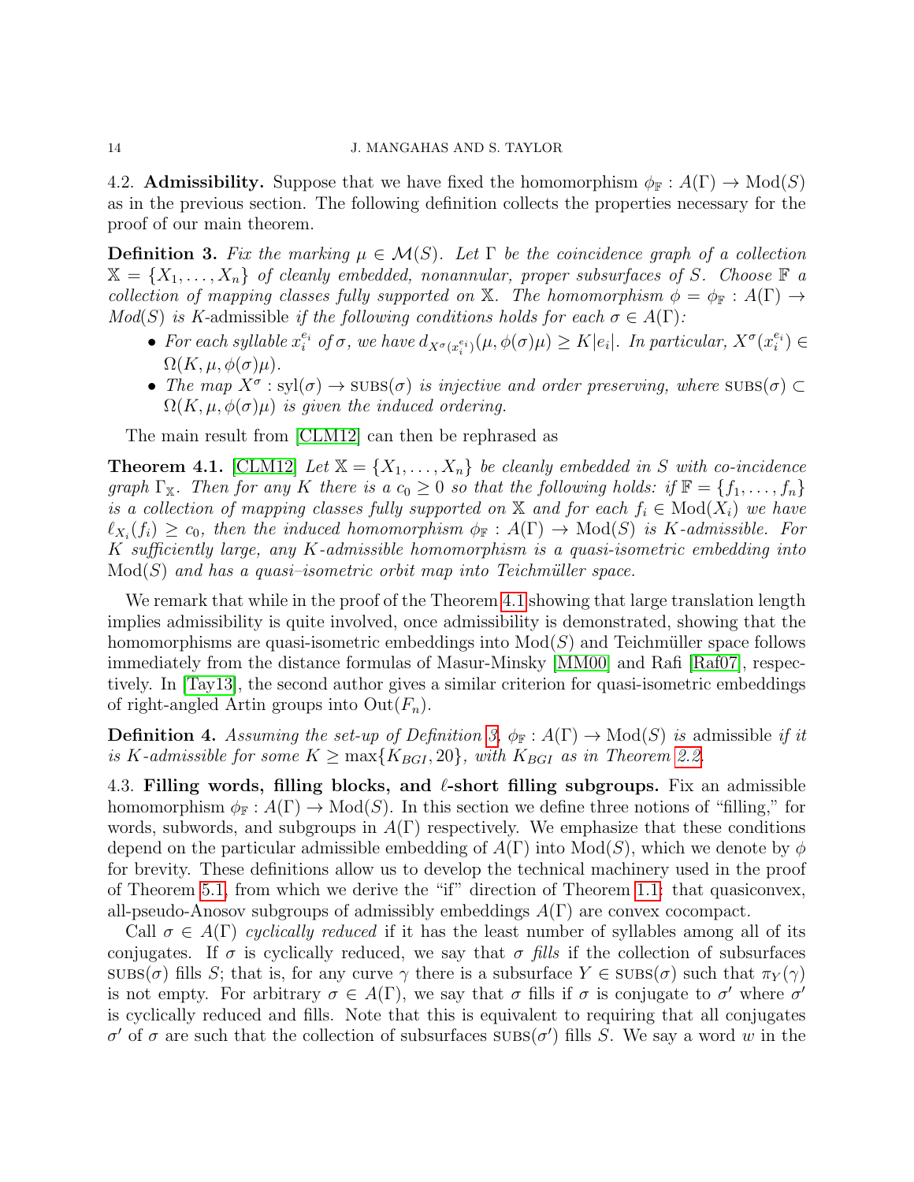4.2. **Admissibility.** Suppose that we have fixed the homomorphism $\phi_{\mathbb{F}} : A(\Gamma) \to \mathrm{Mod}(S)$ as in the previous section. The following definition collects the properties necessary for the proof of our main theorem.

**Definition 3.** *Fix the marking $\mu \in \mathcal{M}(S)$. Let $\Gamma$ be the coincidence graph of a collection $\mathbb{X} = \{X_1, \ldots, X_n\}$ of cleanly embedded, nonannular, proper subsurfaces of $S$. Choose $\mathbb{F}$ a collection of mapping classes fully supported on $\mathbb{X}$. The homomorphism $\phi = \phi_{\mathbb{F}} : A(\Gamma) \to Mod(S)$ is $K$-*admissible *if the following conditions holds for each $\sigma \in A(\Gamma)$:*

- *For each syllable $x_i^{e_i}$ of $\sigma$, we have $d_{X^\sigma(x_i^{e_i})}(\mu, \phi(\sigma)\mu) \geq K|e_i|$. In particular, $X^\sigma(x_i^{e_i}) \in \Omega(K, \mu, \phi(\sigma)\mu)$.*
- *The map $X^\sigma : \mathrm{syl}(\sigma) \to \textsc{subs}(\sigma)$ is injective and order preserving, where $\textsc{subs}(\sigma) \subset \Omega(K, \mu, \phi(\sigma)\mu)$ is given the induced ordering.*

The main result from [CLM12] can then be rephrased as

**Theorem 4.1.** [CLM12] *Let $\mathbb{X} = \{X_1, \ldots, X_n\}$ be cleanly embedded in $S$ with co-incidence graph $\Gamma_{\mathbb{X}}$. Then for any $K$ there is a $c_0 \geq 0$ so that the following holds: if $\mathbb{F} = \{f_1, \ldots, f_n\}$ is a collection of mapping classes fully supported on $\mathbb{X}$ and for each $f_i \in \mathrm{Mod}(X_i)$ we have $\ell_{X_i}(f_i) \geq c_0$, then the induced homomorphism $\phi_{\mathbb{F}} : A(\Gamma) \to \mathrm{Mod}(S)$ is $K$-admissible. For $K$ sufficiently large, any $K$-admissible homomorphism is a quasi-isometric embedding into $\mathrm{Mod}(S)$ and has a quasi–isometric orbit map into Teichmüller space.*

We remark that while in the proof of the Theorem 4.1 showing that large translation length implies admissibility is quite involved, once admissibility is demonstrated, showing that the homomorphisms are quasi-isometric embeddings into $\mathrm{Mod}(S)$ and Teichmüller space follows immediately from the distance formulas of Masur-Minsky [MM00] and Rafi [Raf07], respectively. In [Tay13], the second author gives a similar criterion for quasi-isometric embeddings of right-angled Artin groups into $\mathrm{Out}(F_n)$.

**Definition 4.** *Assuming the set-up of Definition 3, $\phi_{\mathbb{F}} : A(\Gamma) \to \mathrm{Mod}(S)$ is* admissible *if it is $K$-admissible for some $K \geq \max\{K_{BGI}, 20\}$, with $K_{BGI}$ as in Theorem 2.2.*

4.3. **Filling words, filling blocks, and $\ell$-short filling subgroups.** Fix an admissible homomorphism $\phi_{\mathbb{F}} : A(\Gamma) \to \mathrm{Mod}(S)$. In this section we define three notions of "filling," for words, subwords, and subgroups in $A(\Gamma)$ respectively. We emphasize that these conditions depend on the particular admissible embedding of $A(\Gamma)$ into $\mathrm{Mod}(S)$, which we denote by $\phi$ for brevity. These definitions allow us to develop the technical machinery used in the proof of Theorem 5.1, from which we derive the "if" direction of Theorem 1.1: that quasiconvex, all-pseudo-Anosov subgroups of admissibly embeddings $A(\Gamma)$ are convex cocompact.

Call $\sigma \in A(\Gamma)$ *cyclically reduced* if it has the least number of syllables among all of its conjugates. If $\sigma$ is cyclically reduced, we say that $\sigma$ *fills* if the collection of subsurfaces $\textsc{subs}(\sigma)$ fills $S$; that is, for any curve $\gamma$ there is a subsurface $Y \in \textsc{subs}(\sigma)$ such that $\pi_Y(\gamma)$ is not empty. For arbitrary $\sigma \in A(\Gamma)$, we say that $\sigma$ fills if $\sigma$ is conjugate to $\sigma'$ where $\sigma'$ is cyclically reduced and fills. Note that this is equivalent to requiring that all conjugates $\sigma'$ of $\sigma$ are such that the collection of subsurfaces $\textsc{subs}(\sigma')$ fills $S$. We say a word $w$ in the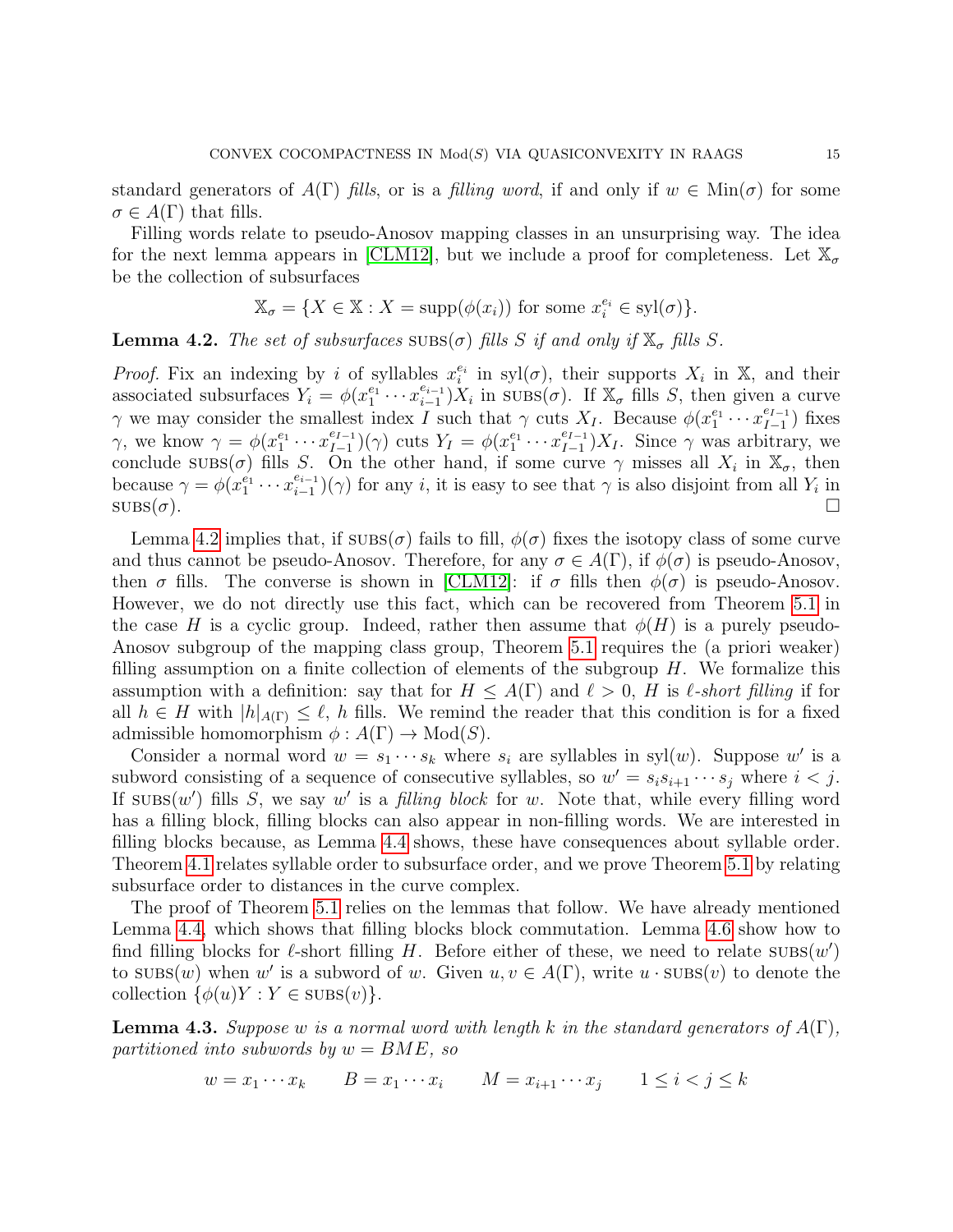standard generators of $A(\Gamma)$ *fills*, or is a *filling word*, if and only if $w \in \text{Min}(\sigma)$ for some $\sigma \in A(\Gamma)$ that fills.

Filling words relate to pseudo-Anosov mapping classes in an unsurprising way. The idea for the next lemma appears in [CLM12], but we include a proof for completeness. Let $\mathbb{X}_\sigma$ be the collection of subsurfaces

$$\mathbb{X}_\sigma = \{X \in \mathbb{X} : X = \text{supp}(\phi(x_i)) \text{ for some } x_i^{e_i} \in \text{syl}(\sigma)\}.$$

**Lemma 4.2.** *The set of subsurfaces* $\text{SUBS}(\sigma)$ *fills* $S$ *if and only if* $\mathbb{X}_\sigma$ *fills* $S$.

*Proof.* Fix an indexing by $i$ of syllables $x_i^{e_i}$ in $\text{syl}(\sigma)$, their supports $X_i$ in $\mathbb{X}$, and their associated subsurfaces $Y_i = \phi(x_1^{e_1} \cdots x_{i-1}^{e_{i-1}})X_i$ in $\text{SUBS}(\sigma)$. If $\mathbb{X}_\sigma$ fills $S$, then given a curve $\gamma$ we may consider the smallest index $I$ such that $\gamma$ cuts $X_I$. Because $\phi(x_1^{e_1} \cdots x_{I-1}^{e_{I-1}})$ fixes $\gamma$, we know $\gamma = \phi(x_1^{e_1} \cdots x_{I-1}^{e_{I-1}})(\gamma)$ cuts $Y_I = \phi(x_1^{e_1} \cdots x_{I-1}^{e_{I-1}})X_I$. Since $\gamma$ was arbitrary, we conclude $\text{SUBS}(\sigma)$ fills $S$. On the other hand, if some curve $\gamma$ misses all $X_i$ in $\mathbb{X}_\sigma$, then because $\gamma = \phi(x_1^{e_1} \cdots x_{i-1}^{e_{i-1}})(\gamma)$ for any $i$, it is easy to see that $\gamma$ is also disjoint from all $Y_i$ in $\text{SUBS}(\sigma)$. $\square$

Lemma 4.2 implies that, if $\text{SUBS}(\sigma)$ fails to fill, $\phi(\sigma)$ fixes the isotopy class of some curve and thus cannot be pseudo-Anosov. Therefore, for any $\sigma \in A(\Gamma)$, if $\phi(\sigma)$ is pseudo-Anosov, then $\sigma$ fills. The converse is shown in [CLM12]: if $\sigma$ fills then $\phi(\sigma)$ is pseudo-Anosov. However, we do not directly use this fact, which can be recovered from Theorem 5.1 in the case $H$ is a cyclic group. Indeed, rather then assume that $\phi(H)$ is a purely pseudo-Anosov subgroup of the mapping class group, Theorem 5.1 requires the (a priori weaker) filling assumption on a finite collection of elements of the subgroup $H$. We formalize this assumption with a definition: say that for $H \leq A(\Gamma)$ and $\ell > 0$, $H$ is *$\ell$-short filling* if for all $h \in H$ with $|h|_{A(\Gamma)} \leq \ell$, $h$ fills. We remind the reader that this condition is for a fixed admissible homomorphism $\phi : A(\Gamma) \to \text{Mod}(S)$.

Consider a normal word $w = s_1 \cdots s_k$ where $s_i$ are syllables in $\text{syl}(w)$. Suppose $w'$ is a subword consisting of a sequence of consecutive syllables, so $w' = s_i s_{i+1} \cdots s_j$ where $i < j$. If $\text{SUBS}(w')$ fills $S$, we say $w'$ is a *filling block* for $w$. Note that, while every filling word has a filling block, filling blocks can also appear in non-filling words. We are interested in filling blocks because, as Lemma 4.4 shows, these have consequences about syllable order. Theorem 4.1 relates syllable order to subsurface order, and we prove Theorem 5.1 by relating subsurface order to distances in the curve complex.

The proof of Theorem 5.1 relies on the lemmas that follow. We have already mentioned Lemma 4.4, which shows that filling blocks block commutation. Lemma 4.6 show how to find filling blocks for $\ell$-short filling $H$. Before either of these, we need to relate $\text{SUBS}(w')$ to $\text{SUBS}(w)$ when $w'$ is a subword of $w$. Given $u, v \in A(\Gamma)$, write $u \cdot \text{SUBS}(v)$ to denote the collection $\{\phi(u)Y : Y \in \text{SUBS}(v)\}$.

**Lemma 4.3.** *Suppose $w$ is a normal word with length $k$ in the standard generators of $A(\Gamma)$, partitioned into subwords by $w = BME$, so*

$$w = x_1 \cdots x_k \qquad B = x_1 \cdots x_i \qquad M = x_{i+1} \cdots x_j \qquad 1 \leq i < j \leq k$$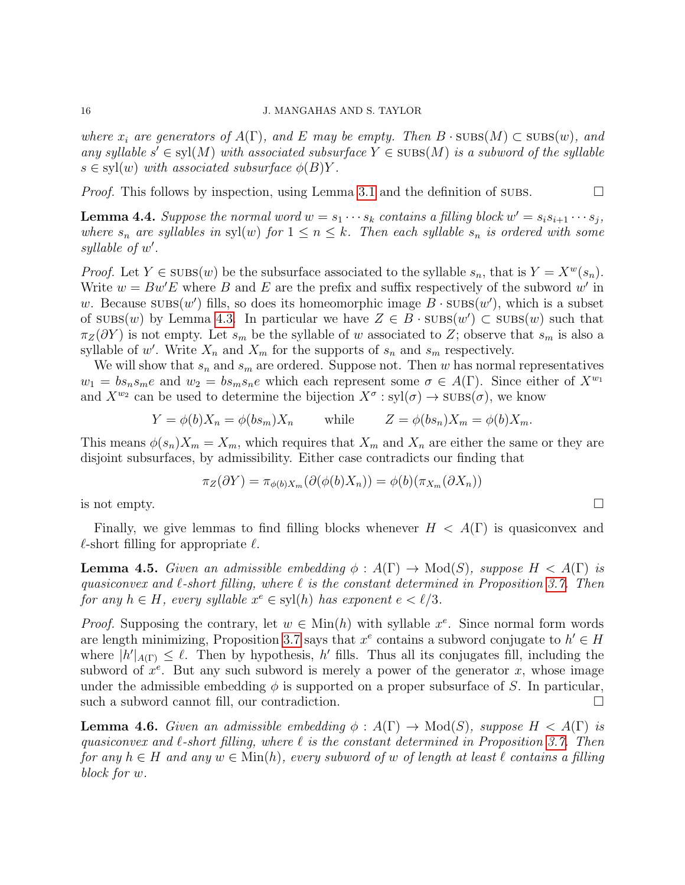*where $x_i$ are generators of $A(\Gamma)$, and $E$ may be empty. Then $B \cdot \text{SUBS}(M) \subset \text{SUBS}(w)$, and any syllable $s' \in \text{syl}(M)$ with associated subsurface $Y \in \text{SUBS}(M)$ is a subword of the syllable $s \in \text{syl}(w)$ with associated subsurface $\phi(B)Y$.*

*Proof.* This follows by inspection, using Lemma 3.1 and the definition of SUBS. □

**Lemma 4.4.** *Suppose the normal word $w = s_1 \cdots s_k$ contains a filling block $w' = s_i s_{i+1} \cdots s_j$, where $s_n$ are syllables in $\text{syl}(w)$ for $1 \le n \le k$. Then each syllable $s_n$ is ordered with some syllable of $w'$.*

*Proof.* Let $Y \in \text{SUBS}(w)$ be the subsurface associated to the syllable $s_n$, that is $Y = X^w(s_n)$. Write $w = Bw'E$ where $B$ and $E$ are the prefix and suffix respectively of the subword $w'$ in $w$. Because $\text{SUBS}(w')$ fills, so does its homeomorphic image $B \cdot \text{SUBS}(w')$, which is a subset of $\text{SUBS}(w)$ by Lemma 4.3. In particular we have $Z \in B \cdot \text{SUBS}(w') \subset \text{SUBS}(w)$ such that $\pi_Z(\partial Y)$ is not empty. Let $s_m$ be the syllable of $w$ associated to $Z$; observe that $s_m$ is also a syllable of $w'$. Write $X_n$ and $X_m$ for the supports of $s_n$ and $s_m$ respectively.

We will show that $s_n$ and $s_m$ are ordered. Suppose not. Then $w$ has normal representatives $w_1 = bs_ns_me$ and $w_2 = bs_ms_ne$ which each represent some $\sigma \in A(\Gamma)$. Since either of $X^{w_1}$ and $X^{w_2}$ can be used to determine the bijection $X^\sigma : \text{syl}(\sigma) \to \text{SUBS}(\sigma)$, we know

$$Y = \phi(b)X_n = \phi(bs_m)X_n \qquad \text{while} \qquad Z = \phi(bs_n)X_m = \phi(b)X_m.$$

This means $\phi(s_n)X_m = X_m$, which requires that $X_m$ and $X_n$ are either the same or they are disjoint subsurfaces, by admissibility. Either case contradicts our finding that

$$\pi_Z(\partial Y) = \pi_{\phi(b)X_m}(\partial(\phi(b)X_n)) = \phi(b)(\pi_{X_m}(\partial X_n))$$

is not empty. □

Finally, we give lemmas to find filling blocks whenever $H < A(\Gamma)$ is quasiconvex and $\ell$-short filling for appropriate $\ell$.

**Lemma 4.5.** *Given an admissible embedding $\phi : A(\Gamma) \to \text{Mod}(S)$, suppose $H < A(\Gamma)$ is quasiconvex and $\ell$-short filling, where $\ell$ is the constant determined in Proposition 3.7. Then for any $h \in H$, every syllable $x^e \in \text{syl}(h)$ has exponent $e < \ell/3$.*

*Proof.* Supposing the contrary, let $w \in \text{Min}(h)$ with syllable $x^e$. Since normal form words are length minimizing, Proposition 3.7 says that $x^e$ contains a subword conjugate to $h' \in H$ where $|h'|_{A(\Gamma)} \le \ell$. Then by hypothesis, $h'$ fills. Thus all its conjugates fill, including the subword of $x^e$. But any such subword is merely a power of the generator $x$, whose image under the admissible embedding $\phi$ is supported on a proper subsurface of $S$. In particular, such a subword cannot fill, our contradiction. □

**Lemma 4.6.** *Given an admissible embedding $\phi : A(\Gamma) \to \text{Mod}(S)$, suppose $H < A(\Gamma)$ is quasiconvex and $\ell$-short filling, where $\ell$ is the constant determined in Proposition 3.7. Then for any $h \in H$ and any $w \in \text{Min}(h)$, every subword of $w$ of length at least $\ell$ contains a filling block for $w$.*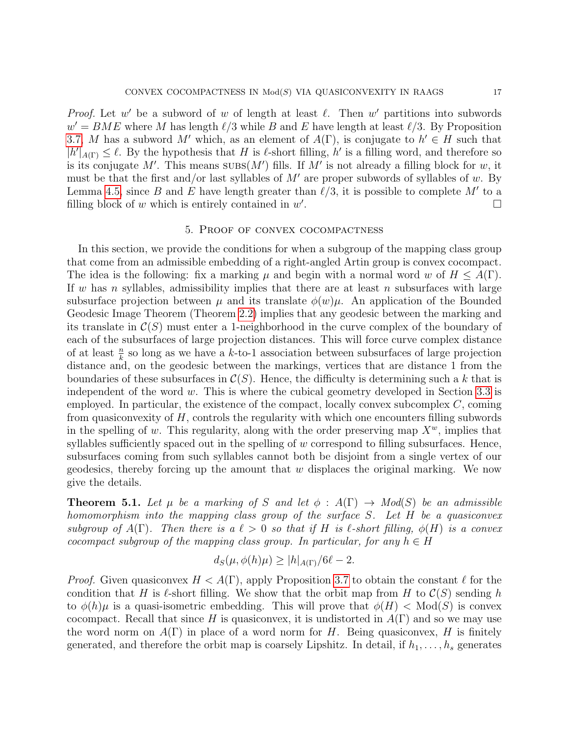*Proof.* Let $w'$ be a subword of $w$ of length at least $\ell$. Then $w'$ partitions into subwords $w' = BME$ where $M$ has length $\ell/3$ while $B$ and $E$ have length at least $\ell/3$. By Proposition 3.7, $M$ has a subword $M'$ which, as an element of $A(\Gamma)$, is conjugate to $h' \in H$ such that $|h'|_{A(\Gamma)} \leq \ell$. By the hypothesis that $H$ is $\ell$-short filling, $h'$ is a filling word, and therefore so is its conjugate $M'$. This means $\text{SUBS}(M')$ fills. If $M'$ is not already a filling block for $w$, it must be that the first and/or last syllables of $M'$ are proper subwords of syllables of $w$. By Lemma 4.5, since $B$ and $E$ have length greater than $\ell/3$, it is possible to complete $M'$ to a filling block of $w$ which is entirely contained in $w'$. $\square$

## 5. Proof of convex cocompactness

In this section, we provide the conditions for when a subgroup of the mapping class group that come from an admissible embedding of a right-angled Artin group is convex cocompact. The idea is the following: fix a marking $\mu$ and begin with a normal word $w$ of $H \leq A(\Gamma)$. If $w$ has $n$ syllables, admissibility implies that there are at least $n$ subsurfaces with large subsurface projection between $\mu$ and its translate $\phi(w)\mu$. An application of the Bounded Geodesic Image Theorem (Theorem 2.2) implies that any geodesic between the marking and its translate in $\mathcal{C}(S)$ must enter a 1-neighborhood in the curve complex of the boundary of each of the subsurfaces of large projection distances. This will force curve complex distance of at least $\frac{n}{k}$ so long as we have a $k$-to-1 association between subsurfaces of large projection distance and, on the geodesic between the markings, vertices that are distance 1 from the boundaries of these subsurfaces in $\mathcal{C}(S)$. Hence, the difficulty is determining such a $k$ that is independent of the word $w$. This is where the cubical geometry developed in Section 3.3 is employed. In particular, the existence of the compact, locally convex subcomplex $C$, coming from quasiconvexity of $H$, controls the regularity with which one encounters filling subwords in the spelling of $w$. This regularity, along with the order preserving map $X^w$, implies that syllables sufficiently spaced out in the spelling of $w$ correspond to filling subsurfaces. Hence, subsurfaces coming from such syllables cannot both be disjoint from a single vertex of our geodesics, thereby forcing up the amount that $w$ displaces the original marking. We now give the details.

**Theorem 5.1.** *Let $\mu$ be a marking of $S$ and let $\phi : A(\Gamma) \to Mod(S)$ be an admissible homomorphism into the mapping class group of the surface $S$. Let $H$ be a quasiconvex subgroup of $A(\Gamma)$. Then there is a $\ell > 0$ so that if $H$ is $\ell$-short filling, $\phi(H)$ is a convex cocompact subgroup of the mapping class group. In particular, for any $h \in H$*

$$d_S(\mu, \phi(h)\mu) \geq |h|_{A(\Gamma)}/6\ell - 2.$$

*Proof.* Given quasiconvex $H < A(\Gamma)$, apply Proposition 3.7 to obtain the constant $\ell$ for the condition that $H$ is $\ell$-short filling. We show that the orbit map from $H$ to $\mathcal{C}(S)$ sending $h$ to $\phi(h)\mu$ is a quasi-isometric embedding. This will prove that $\phi(H) < \text{Mod}(S)$ is convex cocompact. Recall that since $H$ is quasiconvex, it is undistorted in $A(\Gamma)$ and so we may use the word norm on $A(\Gamma)$ in place of a word norm for $H$. Being quasiconvex, $H$ is finitely generated, and therefore the orbit map is coarsely Lipshitz. In detail, if $h_1, \ldots, h_s$ generates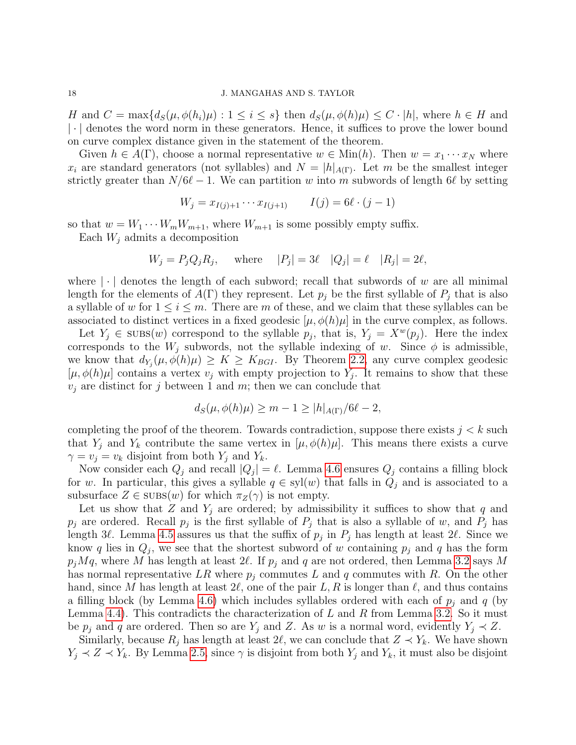$H$ and $C = \max\{d_S(\mu, \phi(h_i)\mu) : 1 \leq i \leq s\}$ then $d_S(\mu, \phi(h)\mu) \leq C \cdot |h|$, where $h \in H$ and $|\cdot|$ denotes the word norm in these generators. Hence, it suffices to prove the lower bound on curve complex distance given in the statement of the theorem.

Given $h \in A(\Gamma)$, choose a normal representative $w \in \mathrm{Min}(h)$. Then $w = x_1 \cdots x_N$ where $x_i$ are standard generators (not syllables) and $N = |h|_{A(\Gamma)}$. Let $m$ be the smallest integer strictly greater than $N/6\ell - 1$. We can partition $w$ into $m$ subwords of length $6\ell$ by setting

$$W_j = x_{I(j)+1} \cdots x_{I(j+1)} \qquad I(j) = 6\ell \cdot (j-1)$$

so that $w = W_1 \cdots W_m W_{m+1}$, where $W_{m+1}$ is some possibly empty suffix.

Each $W_j$ admits a decomposition

$$W_j = P_j Q_j R_j, \quad \text{ where } \quad |P_j| = 3\ell \quad |Q_j| = \ell \quad |R_j| = 2\ell,$$

where $|\cdot|$ denotes the length of each subword; recall that subwords of $w$ are all minimal length for the elements of $A(\Gamma)$ they represent. Let $p_j$ be the first syllable of $P_j$ that is also a syllable of $w$ for $1 \leq i \leq m$. There are $m$ of these, and we claim that these syllables can be associated to distinct vertices in a fixed geodesic $[\mu, \phi(h)\mu]$ in the curve complex, as follows.

Let $Y_j \in \textsc{subs}(w)$ correspond to the syllable $p_j$, that is, $Y_j = X^w(p_j)$. Here the index corresponds to the $W_j$ subwords, not the syllable indexing of $w$. Since $\phi$ is admissible, we know that $d_{Y_j}(\mu, \phi(h)\mu) \geq K \geq K_{BGI}$. By Theorem 2.2, any curve complex geodesic $[\mu, \phi(h)\mu]$ contains a vertex $v_j$ with empty projection to $Y_j$. It remains to show that these $v_j$ are distinct for $j$ between 1 and $m$; then we can conclude that

$$d_S(\mu, \phi(h)\mu) \geq m - 1 \geq |h|_{A(\Gamma)}/6\ell - 2,$$

completing the proof of the theorem. Towards contradiction, suppose there exists $j < k$ such that $Y_j$ and $Y_k$ contribute the same vertex in $[\mu, \phi(h)\mu]$. This means there exists a curve $\gamma = v_j = v_k$ disjoint from both $Y_j$ and $Y_k$.

Now consider each $Q_j$ and recall $|Q_j| = \ell$. Lemma 4.6 ensures $Q_j$ contains a filling block for $w$. In particular, this gives a syllable $q \in \mathrm{syl}(w)$ that falls in $Q_j$ and is associated to a subsurface $Z \in \textsc{subs}(w)$ for which $\pi_Z(\gamma)$ is not empty.

Let us show that $Z$ and $Y_j$ are ordered; by admissibility it suffices to show that $q$ and $p_j$ are ordered. Recall $p_j$ is the first syllable of $P_j$ that is also a syllable of $w$, and $P_j$ has length $3\ell$. Lemma 4.5 assures us that the suffix of $p_j$ in $P_j$ has length at least $2\ell$. Since we know $q$ lies in $Q_j$, we see that the shortest subword of $w$ containing $p_j$ and $q$ has the form $p_j M q$, where $M$ has length at least $2\ell$. If $p_j$ and $q$ are not ordered, then Lemma 3.2 says $M$ has normal representative $LR$ where $p_j$ commutes $L$ and $q$ commutes with $R$. On the other hand, since $M$ has length at least $2\ell$, one of the pair $L, R$ is longer than $\ell$, and thus contains a filling block (by Lemma 4.6) which includes syllables ordered with each of $p_j$ and $q$ (by Lemma 4.4). This contradicts the characterization of $L$ and $R$ from Lemma 3.2. So it must be $p_j$ and $q$ are ordered. Then so are $Y_j$ and $Z$. As $w$ is a normal word, evidently $Y_j \prec Z$.

Similarly, because $R_j$ has length at least $2\ell$, we can conclude that $Z \prec Y_k$. We have shown $Y_j \prec Z \prec Y_k$. By Lemma 2.5, since $\gamma$ is disjoint from both $Y_j$ and $Y_k$, it must also be disjoint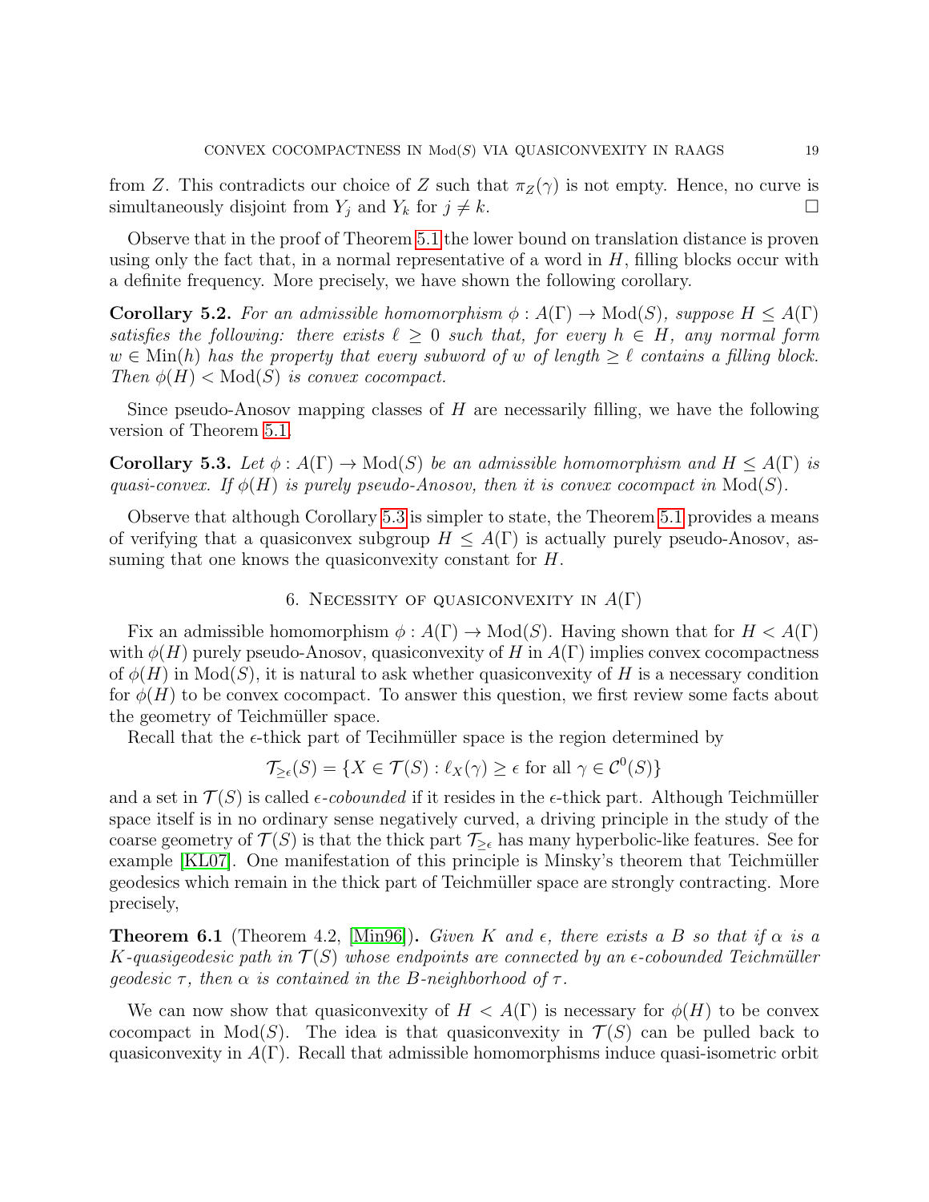from $Z$. This contradicts our choice of $Z$ such that $\pi_Z(\gamma)$ is not empty. Hence, no curve is simultaneously disjoint from $Y_j$ and $Y_k$ for $j \neq k$. □

Observe that in the proof of Theorem 5.1 the lower bound on translation distance is proven using only the fact that, in a normal representative of a word in $H$, filling blocks occur with a definite frequency. More precisely, we have shown the following corollary.

**Corollary 5.2.** *For an admissible homomorphism $\phi : A(\Gamma) \to \mathrm{Mod}(S)$, suppose $H \leq A(\Gamma)$ satisfies the following: there exists $\ell \geq 0$ such that, for every $h \in H$, any normal form $w \in \mathrm{Min}(h)$ has the property that every subword of $w$ of length $\geq \ell$ contains a filling block. Then $\phi(H) < \mathrm{Mod}(S)$ is convex cocompact.*

Since pseudo-Anosov mapping classes of $H$ are necessarily filling, we have the following version of Theorem 5.1.

**Corollary 5.3.** *Let $\phi : A(\Gamma) \to \mathrm{Mod}(S)$ be an admissible homomorphism and $H \leq A(\Gamma)$ is quasi-convex. If $\phi(H)$ is purely pseudo-Anosov, then it is convex cocompact in $\mathrm{Mod}(S)$.*

Observe that although Corollary 5.3 is simpler to state, the Theorem 5.1 provides a means of verifying that a quasiconvex subgroup $H \leq A(\Gamma)$ is actually purely pseudo-Anosov, assuming that one knows the quasiconvexity constant for $H$.

## 6. Necessity of quasiconvexity in $A(\Gamma)$

Fix an admissible homomorphism $\phi : A(\Gamma) \to \mathrm{Mod}(S)$. Having shown that for $H < A(\Gamma)$ with $\phi(H)$ purely pseudo-Anosov, quasiconvexity of $H$ in $A(\Gamma)$ implies convex cocompactness of $\phi(H)$ in $\mathrm{Mod}(S)$, it is natural to ask whether quasiconvexity of $H$ is a necessary condition for $\phi(H)$ to be convex cocompact. To answer this question, we first review some facts about the geometry of Teichmüller space.

Recall that the $\epsilon$-thick part of Tecihmüller space is the region determined by

$$\mathcal{T}_{\geq \epsilon}(S) = \{X \in \mathcal{T}(S) : \ell_X(\gamma) \geq \epsilon \text{ for all } \gamma \in \mathcal{C}^0(S)\}$$

and a set in $\mathcal{T}(S)$ is called *$\epsilon$-cobounded* if it resides in the $\epsilon$-thick part. Although Teichmüller space itself is in no ordinary sense negatively curved, a driving principle in the study of the coarse geometry of $\mathcal{T}(S)$ is that the thick part $\mathcal{T}_{\geq \epsilon}$ has many hyperbolic-like features. See for example [KL07]. One manifestation of this principle is Minsky's theorem that Teichmüller geodesics which remain in the thick part of Teichmüller space are strongly contracting. More precisely,

**Theorem 6.1** (Theorem 4.2, [Min96])**.** *Given $K$ and $\epsilon$, there exists a $B$ so that if $\alpha$ is a $K$-quasigeodesic path in $\mathcal{T}(S)$ whose endpoints are connected by an $\epsilon$-cobounded Teichmüller geodesic $\tau$, then $\alpha$ is contained in the $B$-neighborhood of $\tau$.*

We can now show that quasiconvexity of $H < A(\Gamma)$ is necessary for $\phi(H)$ to be convex cocompact in $\mathrm{Mod}(S)$. The idea is that quasiconvexity in $\mathcal{T}(S)$ can be pulled back to quasiconvexity in $A(\Gamma)$. Recall that admissible homomorphisms induce quasi-isometric orbit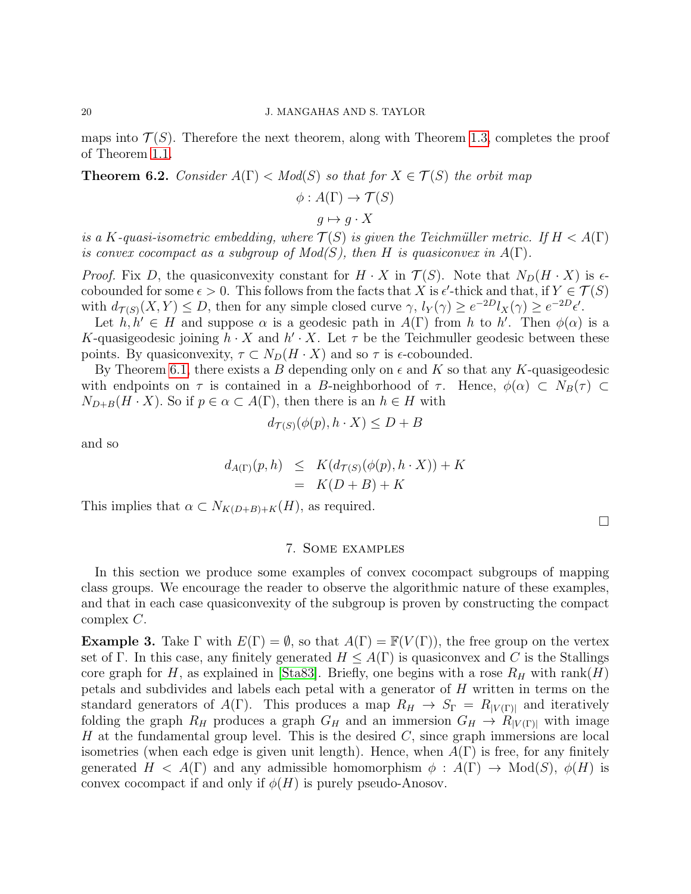maps into $\mathcal{T}(S)$. Therefore the next theorem, along with Theorem 1.3, completes the proof of Theorem 1.1.

**Theorem 6.2.** *Consider $A(\Gamma) < Mod(S)$ so that for $X \in \mathcal{T}(S)$ the orbit map*

$$\phi : A(\Gamma) \to \mathcal{T}(S)$$
$$g \mapsto g \cdot X$$

*is a $K$-quasi-isometric embedding, where $\mathcal{T}(S)$ is given the Teichmüller metric. If $H < A(\Gamma)$ is convex cocompact as a subgroup of Mod(S), then $H$ is quasiconvex in $A(\Gamma)$.*

*Proof.* Fix $D$, the quasiconvexity constant for $H \cdot X$ in $\mathcal{T}(S)$. Note that $N_D(H \cdot X)$ is $\epsilon$-cobounded for some $\epsilon > 0$. This follows from the facts that $X$ is $\epsilon'$-thick and that, if $Y \in \mathcal{T}(S)$ with $d_{\mathcal{T}(S)}(X,Y) \leq D$, then for any simple closed curve $\gamma$, $l_Y(\gamma) \geq e^{-2D} l_X(\gamma) \geq e^{-2D}\epsilon'$.

Let $h, h' \in H$ and suppose $\alpha$ is a geodesic path in $A(\Gamma)$ from $h$ to $h'$. Then $\phi(\alpha)$ is a $K$-quasigeodesic joining $h \cdot X$ and $h' \cdot X$. Let $\tau$ be the Teichmuller geodesic between these points. By quasiconvexity, $\tau \subset N_D(H \cdot X)$ and so $\tau$ is $\epsilon$-cobounded.

By Theorem 6.1, there exists a $B$ depending only on $\epsilon$ and $K$ so that any $K$-quasigeodesic with endpoints on $\tau$ is contained in a $B$-neighborhood of $\tau$. Hence, $\phi(\alpha) \subset N_B(\tau) \subset N_{D+B}(H \cdot X)$. So if $p \in \alpha \subset A(\Gamma)$, then there is an $h \in H$ with

$$d_{\mathcal{T}(S)}(\phi(p), h \cdot X) \leq D + B$$

and so

$$\begin{aligned} d_{A(\Gamma)}(p, h) &\leq K(d_{\mathcal{T}(S)}(\phi(p), h \cdot X)) + K \\ &= K(D + B) + K \end{aligned}$$

This implies that $\alpha \subset N_{K(D+B)+K}(H)$, as required. $\square$

## 7. Some examples

In this section we produce some examples of convex cocompact subgroups of mapping class groups. We encourage the reader to observe the algorithmic nature of these examples, and that in each case quasiconvexity of the subgroup is proven by constructing the compact complex $C$.

**Example 3.** Take $\Gamma$ with $E(\Gamma) = \emptyset$, so that $A(\Gamma) = \mathbb{F}(V(\Gamma))$, the free group on the vertex set of $\Gamma$. In this case, any finitely generated $H \leq A(\Gamma)$ is quasiconvex and $C$ is the Stallings core graph for $H$, as explained in [Sta83]. Briefly, one begins with a rose $R_H$ with rank$(H)$ petals and subdivides and labels each petal with a generator of $H$ written in terms on the standard generators of $A(\Gamma)$. This produces a map $R_H \to S_\Gamma = R_{|V(\Gamma)|}$ and iteratively folding the graph $R_H$ produces a graph $G_H$ and an immersion $G_H \to R_{|V(\Gamma)|}$ with image $H$ at the fundamental group level. This is the desired $C$, since graph immersions are local isometries (when each edge is given unit length). Hence, when $A(\Gamma)$ is free, for any finitely generated $H < A(\Gamma)$ and any admissible homomorphism $\phi : A(\Gamma) \to \text{Mod}(S)$, $\phi(H)$ is convex cocompact if and only if $\phi(H)$ is purely pseudo-Anosov.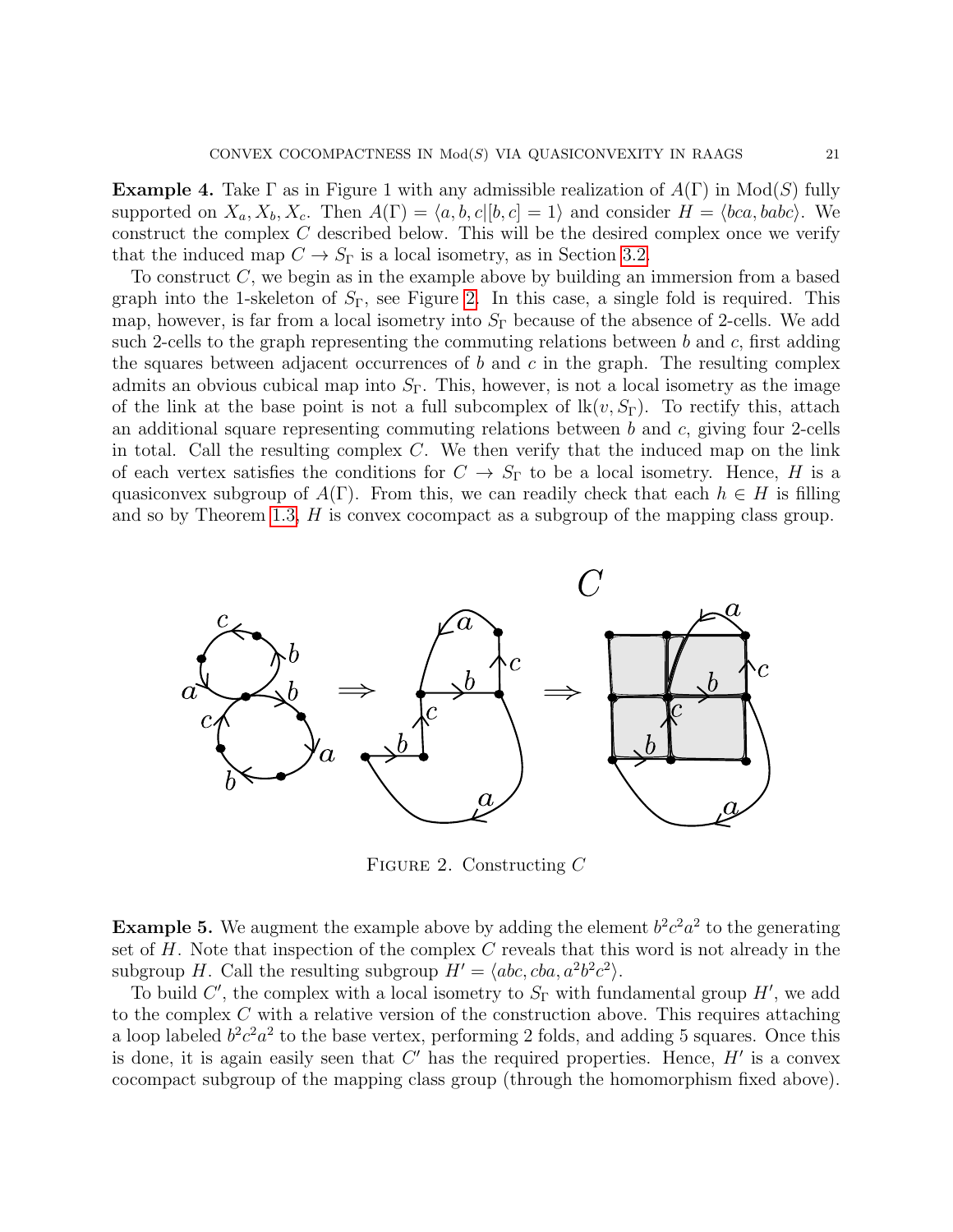**Example 4.** Take $\Gamma$ as in Figure 1 with any admissible realization of $A(\Gamma)$ in $\mathrm{Mod}(S)$ fully supported on $X_a, X_b, X_c$. Then $A(\Gamma) = \langle a, b, c | [b, c] = 1 \rangle$ and consider $H = \langle bca, babc \rangle$. We construct the complex $C$ described below. This will be the desired complex once we verify that the induced map $C \to S_\Gamma$ is a local isometry, as in Section 3.2.

To construct $C$, we begin as in the example above by building an immersion from a based graph into the 1-skeleton of $S_\Gamma$, see Figure 2. In this case, a single fold is required. This map, however, is far from a local isometry into $S_\Gamma$ because of the absence of 2-cells. We add such 2-cells to the graph representing the commuting relations between $b$ and $c$, first adding the squares between adjacent occurrences of $b$ and $c$ in the graph. The resulting complex admits an obvious cubical map into $S_\Gamma$. This, however, is not a local isometry as the image of the link at the base point is not a full subcomplex of $\mathrm{lk}(v, S_\Gamma)$. To rectify this, attach an additional square representing commuting relations between $b$ and $c$, giving four 2-cells in total. Call the resulting complex $C$. We then verify that the induced map on the link of each vertex satisfies the conditions for $C \to S_\Gamma$ to be a local isometry. Hence, $H$ is a quasiconvex subgroup of $A(\Gamma)$. From this, we can readily check that each $h \in H$ is filling and so by Theorem 1.3, $H$ is convex cocompact as a subgroup of the mapping class group.

Figure 2. Constructing $C$

**Example 5.** We augment the example above by adding the element $b^2c^2a^2$ to the generating set of $H$. Note that inspection of the complex $C$ reveals that this word is not already in the subgroup $H$. Call the resulting subgroup $H' = \langle abc, cba, a^2b^2c^2 \rangle$.

To build $C'$, the complex with a local isometry to $S_\Gamma$ with fundamental group $H'$, we add to the complex $C$ with a relative version of the construction above. This requires attaching a loop labeled $b^2c^2a^2$ to the base vertex, performing 2 folds, and adding 5 squares. Once this is done, it is again easily seen that $C'$ has the required properties. Hence, $H'$ is a convex cocompact subgroup of the mapping class group (through the homomorphism fixed above).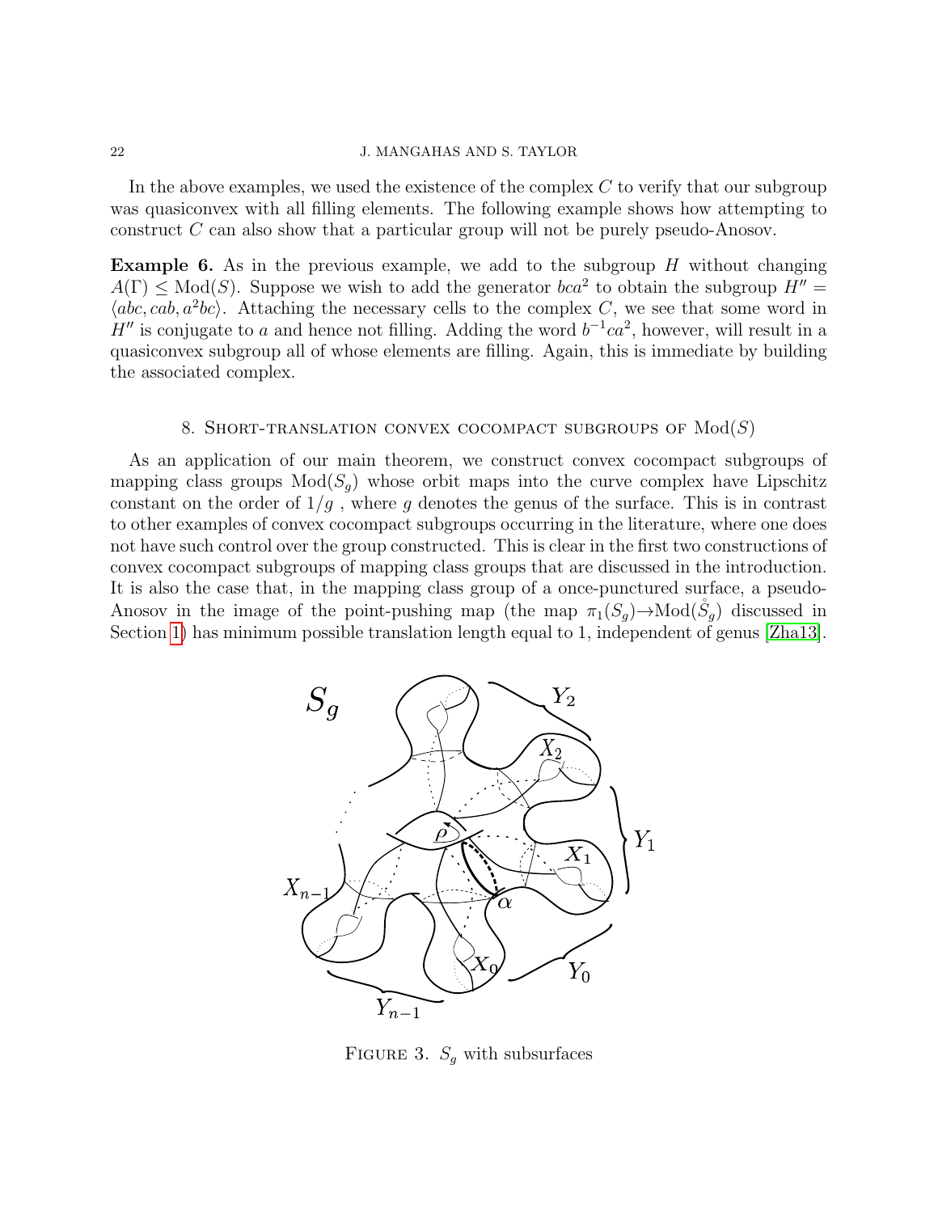In the above examples, we used the existence of the complex $C$ to verify that our subgroup was quasiconvex with all filling elements. The following example shows how attempting to construct $C$ can also show that a particular group will not be purely pseudo-Anosov.

**Example 6.** As in the previous example, we add to the subgroup $H$ without changing $A(\Gamma) \leq \text{Mod}(S)$. Suppose we wish to add the generator $bca^2$ to obtain the subgroup $H'' = \langle abc, cab, a^2bc \rangle$. Attaching the necessary cells to the complex $C$, we see that some word in $H''$ is conjugate to $a$ and hence not filling. Adding the word $b^{-1}ca^2$, however, will result in a quasiconvex subgroup all of whose elements are filling. Again, this is immediate by building the associated complex.

## 8. Short-translation convex cocompact subgroups of $\text{Mod}(S)$

As an application of our main theorem, we construct convex cocompact subgroups of mapping class groups $\text{Mod}(S_g)$ whose orbit maps into the curve complex have Lipschitz constant on the order of $1/g$ , where $g$ denotes the genus of the surface. This is in contrast to other examples of convex cocompact subgroups occurring in the literature, where one does not have such control over the group constructed. This is clear in the first two constructions of convex cocompact subgroups of mapping class groups that are discussed in the introduction. It is also the case that, in the mapping class group of a once-punctured surface, a pseudo-Anosov in the image of the point-pushing map (the map $\pi_1(S_g) \to \text{Mod}(\mathring{S}_g)$ discussed in Section 1) has minimum possible translation length equal to 1, independent of genus [Zha13].

Figure 3. $S_g$ with subsurfaces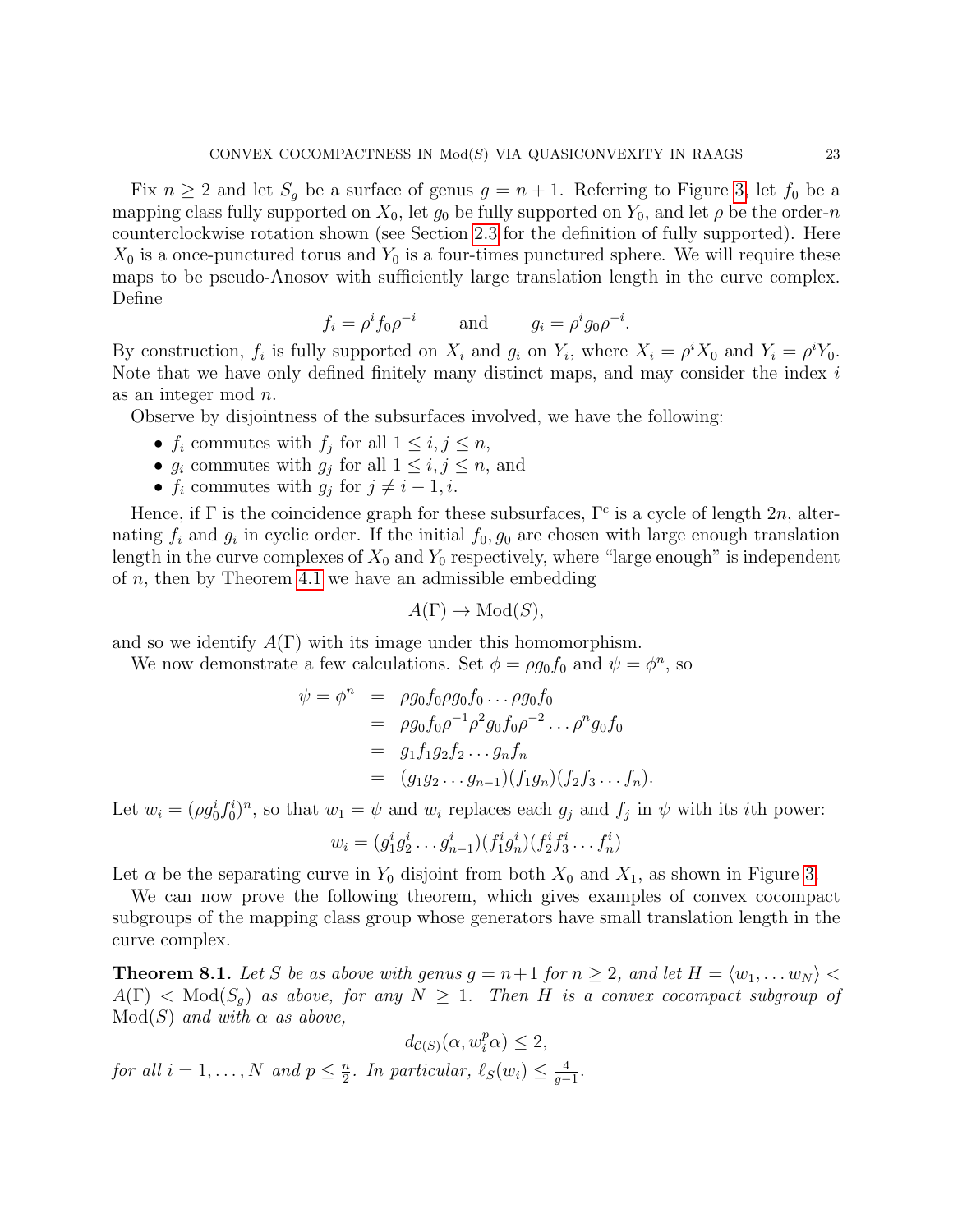Fix $n \geq 2$ and let $S_g$ be a surface of genus $g = n + 1$. Referring to Figure 3, let $f_0$ be a mapping class fully supported on $X_0$, let $g_0$ be fully supported on $Y_0$, and let $\rho$ be the order-$n$ counterclockwise rotation shown (see Section 2.3 for the definition of fully supported). Here $X_0$ is a once-punctured torus and $Y_0$ is a four-times punctured sphere. We will require these maps to be pseudo-Anosov with sufficiently large translation length in the curve complex. Define

$$f_i = \rho^i f_0 \rho^{-i} \qquad \text{and} \qquad g_i = \rho^i g_0 \rho^{-i}.$$

By construction, $f_i$ is fully supported on $X_i$ and $g_i$ on $Y_i$, where $X_i = \rho^i X_0$ and $Y_i = \rho^i Y_0$. Note that we have only defined finitely many distinct maps, and may consider the index $i$ as an integer mod $n$.

Observe by disjointness of the subsurfaces involved, we have the following:

- $f_i$ commutes with $f_j$ for all $1 \leq i, j \leq n$,
- $g_i$ commutes with $g_j$ for all $1 \leq i, j \leq n$, and
- $f_i$ commutes with $g_j$ for $j \neq i - 1, i$.

Hence, if $\Gamma$ is the coincidence graph for these subsurfaces, $\Gamma^c$ is a cycle of length $2n$, alternating $f_i$ and $g_i$ in cyclic order. If the initial $f_0, g_0$ are chosen with large enough translation length in the curve complexes of $X_0$ and $Y_0$ respectively, where "large enough" is independent of $n$, then by Theorem 4.1 we have an admissible embedding

$$A(\Gamma) \to \mathrm{Mod}(S),$$

and so we identify $A(\Gamma)$ with its image under this homomorphism.

We now demonstrate a few calculations. Set $\phi = \rho g_0 f_0$ and $\psi = \phi^n$, so

$$\begin{aligned}
\psi = \phi^n &= \rho g_0 f_0 \rho g_0 f_0 \ldots \rho g_0 f_0 \\
&= \rho g_0 f_0 \rho^{-1} \rho^2 g_0 f_0 \rho^{-2} \ldots \rho^n g_0 f_0 \\
&= g_1 f_1 g_2 f_2 \ldots g_n f_n \\
&= (g_1 g_2 \ldots g_{n-1})(f_1 g_n)(f_2 f_3 \ldots f_n).
\end{aligned}$$

Let $w_i = (\rho g_0^i f_0^i)^n$, so that $w_1 = \psi$ and $w_i$ replaces each $g_j$ and $f_j$ in $\psi$ with its $i$th power:

$$w_i = (g_1^i g_2^i \ldots g_{n-1}^i)(f_1^i g_n^i)(f_2^i f_3^i \ldots f_n^i)$$

Let $\alpha$ be the separating curve in $Y_0$ disjoint from both $X_0$ and $X_1$, as shown in Figure 3.

We can now prove the following theorem, which gives examples of convex cocompact subgroups of the mapping class group whose generators have small translation length in the curve complex.

**Theorem 8.1.** *Let $S$ be as above with genus $g = n+1$ for $n \geq 2$, and let $H = \langle w_1, \ldots w_N \rangle < A(\Gamma) < \mathrm{Mod}(S_g)$ as above, for any $N \geq 1$. Then $H$ is a convex cocompact subgroup of $\mathrm{Mod}(S)$ and with $\alpha$ as above,*

$$d_{\mathcal{C}(S)}(\alpha, w_i^p \alpha) \leq 2,$$

*for all $i = 1, \ldots, N$ and $p \leq \frac{n}{2}$. In particular, $\ell_S(w_i) \leq \frac{4}{g-1}$.*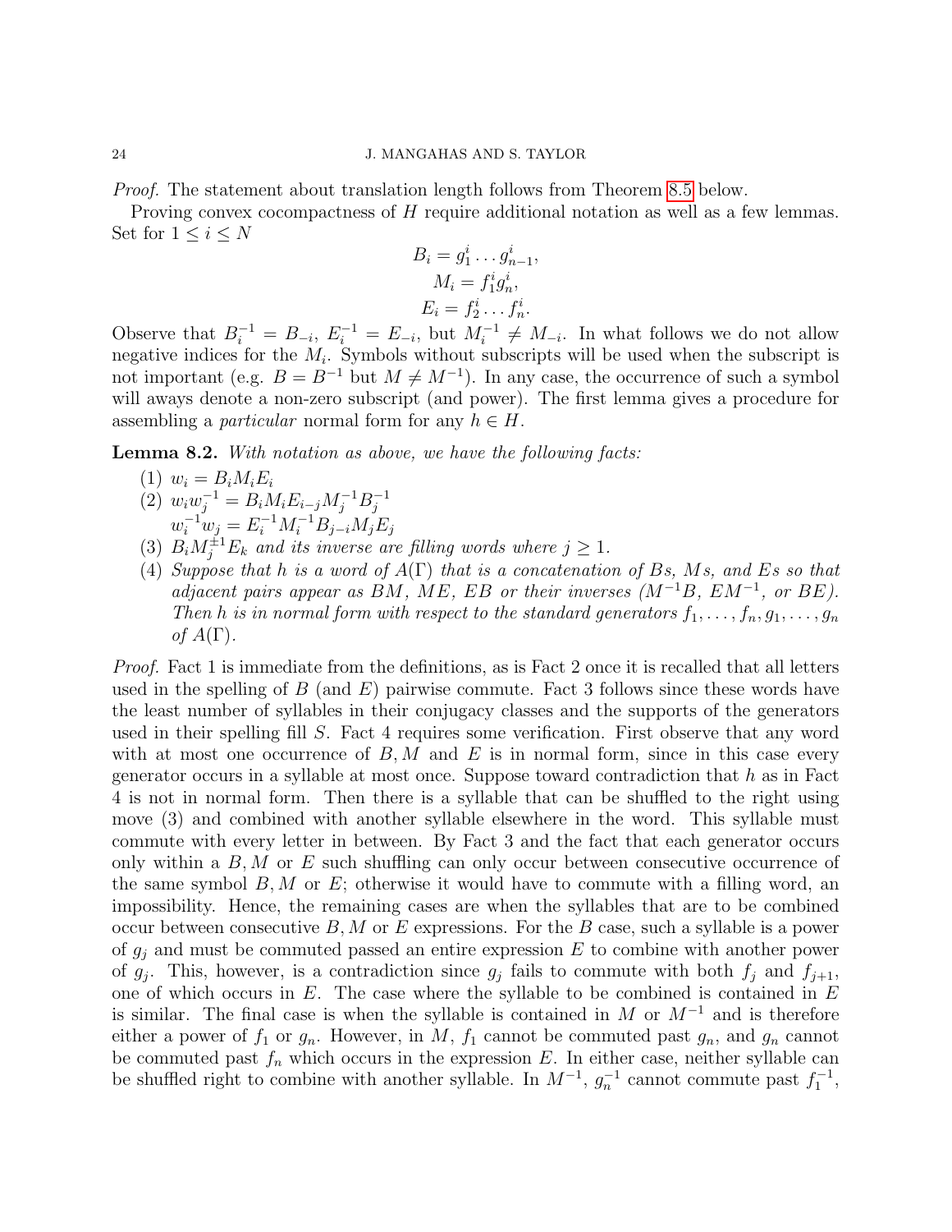*Proof.* The statement about translation length follows from Theorem 8.5 below.

Proving convex cocompactness of $H$ require additional notation as well as a few lemmas. Set for $1 \leq i \leq N$

$$B_i = g_1^i \dots g_{n-1}^i,$$
$$M_i = f_1^i g_n^i,$$
$$E_i = f_2^i \dots f_n^i.$$

Observe that $B_i^{-1} = B_{-i}$, $E_i^{-1} = E_{-i}$, but $M_i^{-1} \neq M_{-i}$. In what follows we do not allow negative indices for the $M_i$. Symbols without subscripts will be used when the subscript is not important (e.g. $B = B^{-1}$ but $M \neq M^{-1}$). In any case, the occurrence of such a symbol will aways denote a non-zero subscript (and power). The first lemma gives a procedure for assembling a *particular* normal form for any $h \in H$.

**Lemma 8.2.** *With notation as above, we have the following facts:*

1. $w_i = B_i M_i E_i$
2. $w_i w_j^{-1} = B_i M_i E_{i-j} M_j^{-1} B_j^{-1}$
   $w_i^{-1} w_j = E_i^{-1} M_i^{-1} B_{j-i} M_j E_j$
3. $B_i M_j^{\pm 1} E_k$ *and its inverse are filling words where* $j \geq 1$.
4. *Suppose that* $h$ *is a word of* $A(\Gamma)$ *that is a concatenation of* $B$*s,* $M$*s, and* $E$*s so that adjacent pairs appear as* $BM$*,* $ME$*,* $EB$ *or their inverses (*$M^{-1}B$*,* $EM^{-1}$*, or* $BE$*). Then* $h$ *is in normal form with respect to the standard generators* $f_1, \dots, f_n, g_1, \dots, g_n$ *of* $A(\Gamma)$*.*

*Proof.* Fact 1 is immediate from the definitions, as is Fact 2 once it is recalled that all letters used in the spelling of $B$ (and $E$) pairwise commute. Fact 3 follows since these words have the least number of syllables in their conjugacy classes and the supports of the generators used in their spelling fill $S$. Fact 4 requires some verification. First observe that any word with at most one occurrence of $B, M$ and $E$ is in normal form, since in this case every generator occurs in a syllable at most once. Suppose toward contradiction that $h$ as in Fact 4 is not in normal form. Then there is a syllable that can be shuffled to the right using move (3) and combined with another syllable elsewhere in the word. This syllable must commute with every letter in between. By Fact 3 and the fact that each generator occurs only within a $B, M$ or $E$ such shuffling can only occur between consecutive occurrence of the same symbol $B, M$ or $E$; otherwise it would have to commute with a filling word, an impossibility. Hence, the remaining cases are when the syllables that are to be combined occur between consecutive $B, M$ or $E$ expressions. For the $B$ case, such a syllable is a power of $g_j$ and must be commuted passed an entire expression $E$ to combine with another power of $g_j$. This, however, is a contradiction since $g_j$ fails to commute with both $f_j$ and $f_{j+1}$, one of which occurs in $E$. The case where the syllable to be combined is contained in $E$ is similar. The final case is when the syllable is contained in $M$ or $M^{-1}$ and is therefore either a power of $f_1$ or $g_n$. However, in $M$, $f_1$ cannot be commuted past $g_n$, and $g_n$ cannot be commuted past $f_n$ which occurs in the expression $E$. In either case, neither syllable can be shuffled right to combine with another syllable. In $M^{-1}$, $g_n^{-1}$ cannot commute past $f_1^{-1}$,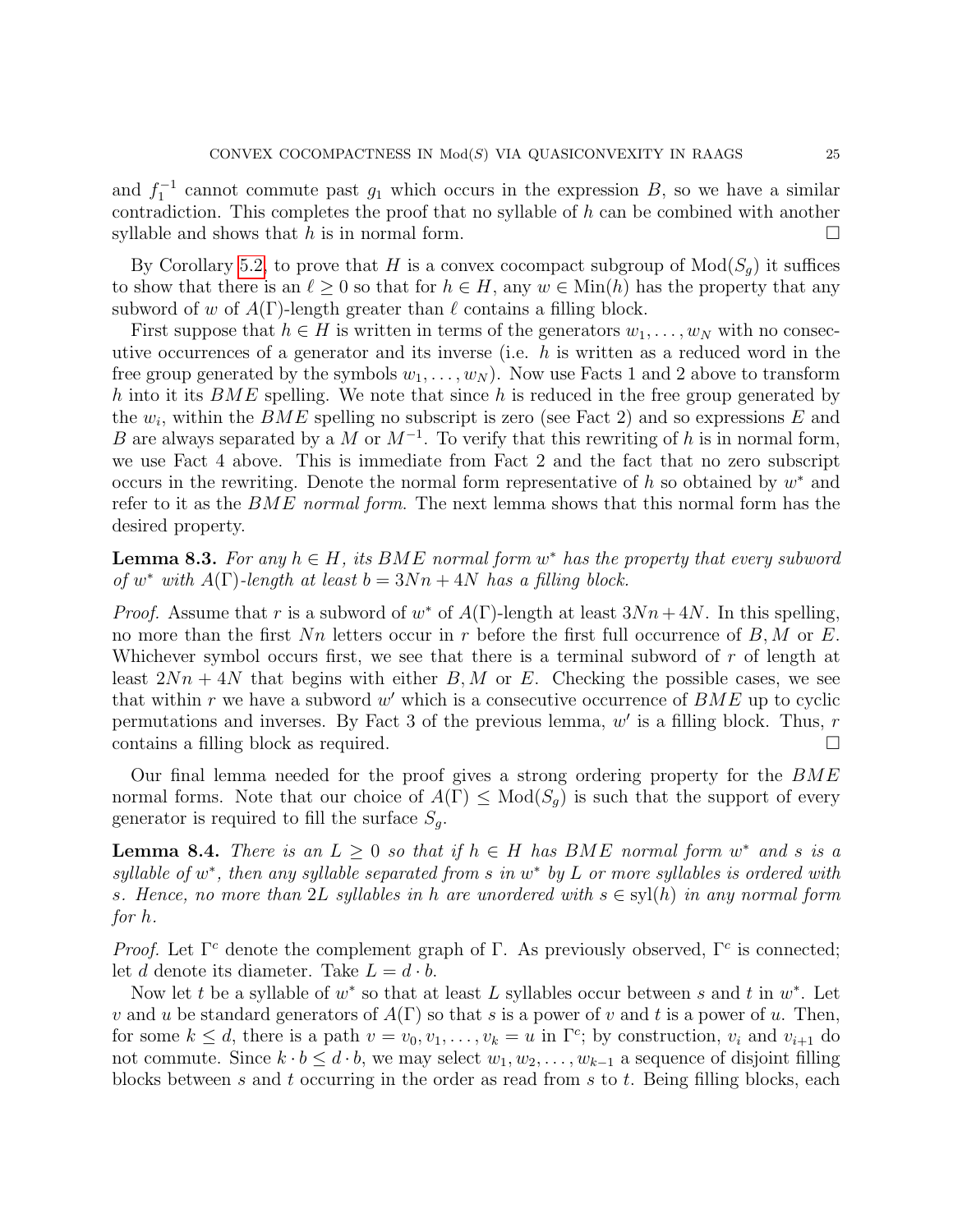and $f_1^{-1}$ cannot commute past $g_1$ which occurs in the expression $B$, so we have a similar contradiction. This completes the proof that no syllable of $h$ can be combined with another syllable and shows that $h$ is in normal form. □

By Corollary 5.2, to prove that $H$ is a convex cocompact subgroup of $\mathrm{Mod}(S_g)$ it suffices to show that there is an $\ell \geq 0$ so that for $h \in H$, any $w \in \mathrm{Min}(h)$ has the property that any subword of $w$ of $A(\Gamma)$-length greater than $\ell$ contains a filling block.

First suppose that $h \in H$ is written in terms of the generators $w_1, \dots, w_N$ with no consecutive occurrences of a generator and its inverse (i.e. $h$ is written as a reduced word in the free group generated by the symbols $w_1, \dots, w_N$). Now use Facts 1 and 2 above to transform $h$ into it its $BME$ spelling. We note that since $h$ is reduced in the free group generated by the $w_i$, within the $BME$ spelling no subscript is zero (see Fact 2) and so expressions $E$ and $B$ are always separated by a $M$ or $M^{-1}$. To verify that this rewriting of $h$ is in normal form, we use Fact 4 above. This is immediate from Fact 2 and the fact that no zero subscript occurs in the rewriting. Denote the normal form representative of $h$ so obtained by $w^*$ and refer to it as the *$BME$ normal form*. The next lemma shows that this normal form has the desired property.

**Lemma 8.3.** *For any $h \in H$, its $BME$ normal form $w^*$ has the property that every subword of $w^*$ with $A(\Gamma)$-length at least $b = 3Nn + 4N$ has a filling block.*

*Proof.* Assume that $r$ is a subword of $w^*$ of $A(\Gamma)$-length at least $3Nn + 4N$. In this spelling, no more than the first $Nn$ letters occur in $r$ before the first full occurrence of $B, M$ or $E$. Whichever symbol occurs first, we see that there is a terminal subword of $r$ of length at least $2Nn + 4N$ that begins with either $B, M$ or $E$. Checking the possible cases, we see that within $r$ we have a subword $w'$ which is a consecutive occurrence of $BME$ up to cyclic permutations and inverses. By Fact 3 of the previous lemma, $w'$ is a filling block. Thus, $r$ contains a filling block as required. □

Our final lemma needed for the proof gives a strong ordering property for the $BME$ normal forms. Note that our choice of $A(\Gamma) \leq \mathrm{Mod}(S_g)$ is such that the support of every generator is required to fill the surface $S_g$.

**Lemma 8.4.** *There is an $L \geq 0$ so that if $h \in H$ has $BME$ normal form $w^*$ and $s$ is a syllable of $w^*$, then any syllable separated from $s$ in $w^*$ by $L$ or more syllables is ordered with $s$. Hence, no more than $2L$ syllables in $h$ are unordered with $s \in \mathrm{syl}(h)$ in any normal form for $h$.*

*Proof.* Let $\Gamma^c$ denote the complement graph of $\Gamma$. As previously observed, $\Gamma^c$ is connected; let $d$ denote its diameter. Take $L = d \cdot b$.

Now let $t$ be a syllable of $w^*$ so that at least $L$ syllables occur between $s$ and $t$ in $w^*$. Let $v$ and $u$ be standard generators of $A(\Gamma)$ so that $s$ is a power of $v$ and $t$ is a power of $u$. Then, for some $k \leq d$, there is a path $v = v_0, v_1, \dots, v_k = u$ in $\Gamma^c$; by construction, $v_i$ and $v_{i+1}$ do not commute. Since $k \cdot b \leq d \cdot b$, we may select $w_1, w_2, \dots, w_{k-1}$ a sequence of disjoint filling blocks between $s$ and $t$ occurring in the order as read from $s$ to $t$. Being filling blocks, each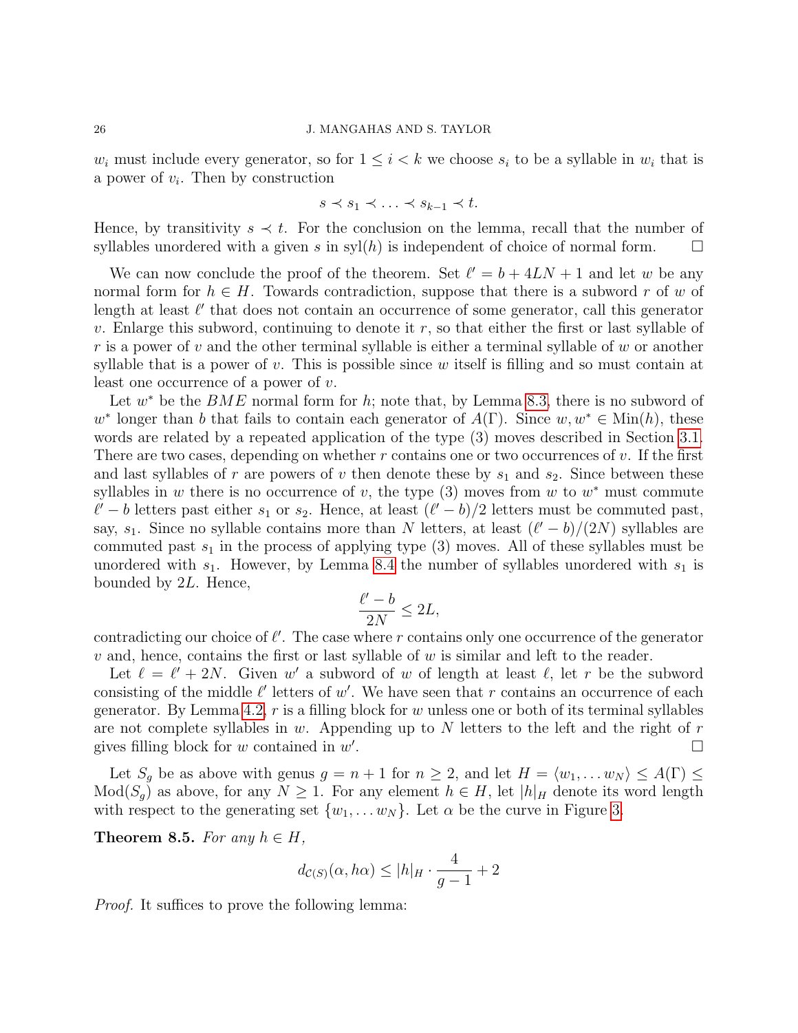$w_i$ must include every generator, so for $1 \leq i < k$ we choose $s_i$ to be a syllable in $w_i$ that is a power of $v_i$. Then by construction

$$s \prec s_1 \prec \ldots \prec s_{k-1} \prec t.$$

Hence, by transitivity $s \prec t$. For the conclusion on the lemma, recall that the number of syllables unordered with a given $s$ in $\text{syl}(h)$ is independent of choice of normal form. $\square$

We can now conclude the proof of the theorem. Set $\ell' = b + 4LN + 1$ and let $w$ be any normal form for $h \in H$. Towards contradiction, suppose that there is a subword $r$ of $w$ of length at least $\ell'$ that does not contain an occurrence of some generator, call this generator $v$. Enlarge this subword, continuing to denote it $r$, so that either the first or last syllable of $r$ is a power of $v$ and the other terminal syllable is either a terminal syllable of $w$ or another syllable that is a power of $v$. This is possible since $w$ itself is filling and so must contain at least one occurrence of a power of $v$.

Let $w^*$ be the $BME$ normal form for $h$; note that, by Lemma 8.3, there is no subword of $w^*$ longer than $b$ that fails to contain each generator of $A(\Gamma)$. Since $w, w^* \in \text{Min}(h)$, these words are related by a repeated application of the type (3) moves described in Section 3.1. There are two cases, depending on whether $r$ contains one or two occurrences of $v$. If the first and last syllables of $r$ are powers of $v$ then denote these by $s_1$ and $s_2$. Since between these syllables in $w$ there is no occurrence of $v$, the type (3) moves from $w$ to $w^*$ must commute $\ell' - b$ letters past either $s_1$ or $s_2$. Hence, at least $(\ell' - b)/2$ letters must be commuted past, say, $s_1$. Since no syllable contains more than $N$ letters, at least $(\ell' - b)/(2N)$ syllables are commuted past $s_1$ in the process of applying type (3) moves. All of these syllables must be unordered with $s_1$. However, by Lemma 8.4 the number of syllables unordered with $s_1$ is bounded by $2L$. Hence,

$$\frac{\ell' - b}{2N} \leq 2L,$$

contradicting our choice of $\ell'$. The case where $r$ contains only one occurrence of the generator $v$ and, hence, contains the first or last syllable of $w$ is similar and left to the reader.

Let $\ell = \ell' + 2N$. Given $w'$ a subword of $w$ of length at least $\ell$, let $r$ be the subword consisting of the middle $\ell'$ letters of $w'$. We have seen that $r$ contains an occurrence of each generator. By Lemma 4.2, $r$ is a filling block for $w$ unless one or both of its terminal syllables are not complete syllables in $w$. Appending up to $N$ letters to the left and the right of $r$ gives filling block for $w$ contained in $w'$. $\square$

Let $S_g$ be as above with genus $g = n + 1$ for $n \geq 2$, and let $H = \langle w_1, \ldots w_N \rangle \leq A(\Gamma) \leq \text{Mod}(S_g)$ as above, for any $N \geq 1$. For any element $h \in H$, let $|h|_H$ denote its word length with respect to the generating set $\{w_1, \ldots w_N\}$. Let $\alpha$ be the curve in Figure 3.

**Theorem 8.5.** *For any $h \in H$,*

$$d_{\mathcal{C}(S)}(\alpha, h\alpha) \leq |h|_H \cdot \frac{4}{g-1} + 2$$

*Proof.* It suffices to prove the following lemma: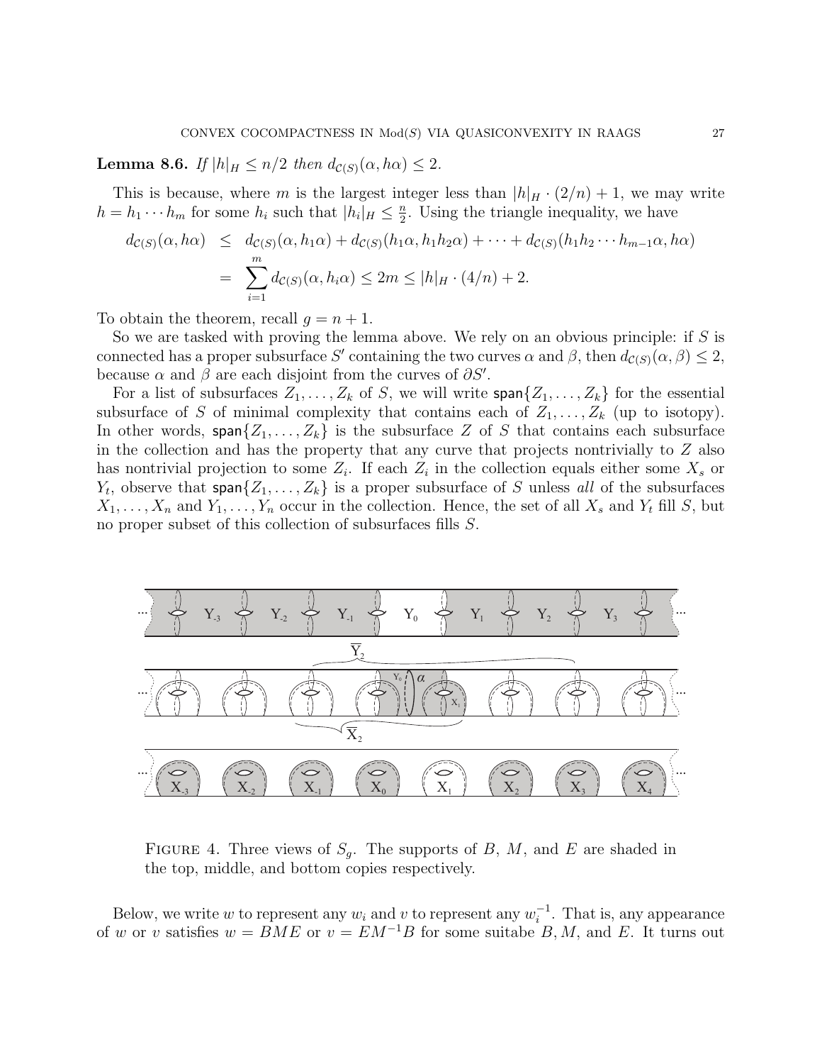**Lemma 8.6.** *If $|h|_H \leq n/2$ then $d_{\mathcal{C}(S)}(\alpha, h\alpha) \leq 2$.*

This is because, where $m$ is the largest integer less than $|h|_H \cdot (2/n) + 1$, we may write $h = h_1 \cdots h_m$ for some $h_i$ such that $|h_i|_H \leq \frac{n}{2}$. Using the triangle inequality, we have

$$
\begin{aligned}
d_{\mathcal{C}(S)}(\alpha, h\alpha) &\leq d_{\mathcal{C}(S)}(\alpha, h_1\alpha) + d_{\mathcal{C}(S)}(h_1\alpha, h_1h_2\alpha) + \cdots + d_{\mathcal{C}(S)}(h_1h_2\cdots h_{m-1}\alpha, h\alpha) \\
&= \sum_{i=1}^{m} d_{\mathcal{C}(S)}(\alpha, h_i\alpha) \leq 2m \leq |h|_H \cdot (4/n) + 2.
\end{aligned}
$$

To obtain the theorem, recall $g = n + 1$.

So we are tasked with proving the lemma above. We rely on an obvious principle: if $S$ is connected has a proper subsurface $S'$ containing the two curves $\alpha$ and $\beta$, then $d_{\mathcal{C}(S)}(\alpha, \beta) \leq 2$, because $\alpha$ and $\beta$ are each disjoint from the curves of $\partial S'$.

For a list of subsurfaces $Z_1, \ldots, Z_k$ of $S$, we will write $\mathsf{span}\{Z_1, \ldots, Z_k\}$ for the essential subsurface of $S$ of minimal complexity that contains each of $Z_1, \ldots, Z_k$ (up to isotopy). In other words, $\mathsf{span}\{Z_1, \ldots, Z_k\}$ is the subsurface $Z$ of $S$ that contains each subsurface in the collection and has the property that any curve that projects nontrivially to $Z$ also has nontrivial projection to some $Z_i$. If each $Z_i$ in the collection equals either some $X_s$ or $Y_t$, observe that $\mathsf{span}\{Z_1, \ldots, Z_k\}$ is a proper subsurface of $S$ unless *all* of the subsurfaces $X_1, \ldots, X_n$ and $Y_1, \ldots, Y_n$ occur in the collection. Hence, the set of all $X_s$ and $Y_t$ fill $S$, but no proper subset of this collection of subsurfaces fills $S$.

FIGURE 4. Three views of $S_g$. The supports of $B$, $M$, and $E$ are shaded in the top, middle, and bottom copies respectively.

Below, we write $w$ to represent any $w_i$ and $v$ to represent any $w_i^{-1}$. That is, any appearance of $w$ or $v$ satisfies $w = BME$ or $v = EM^{-1}B$ for some suitabe $B, M$, and $E$. It turns out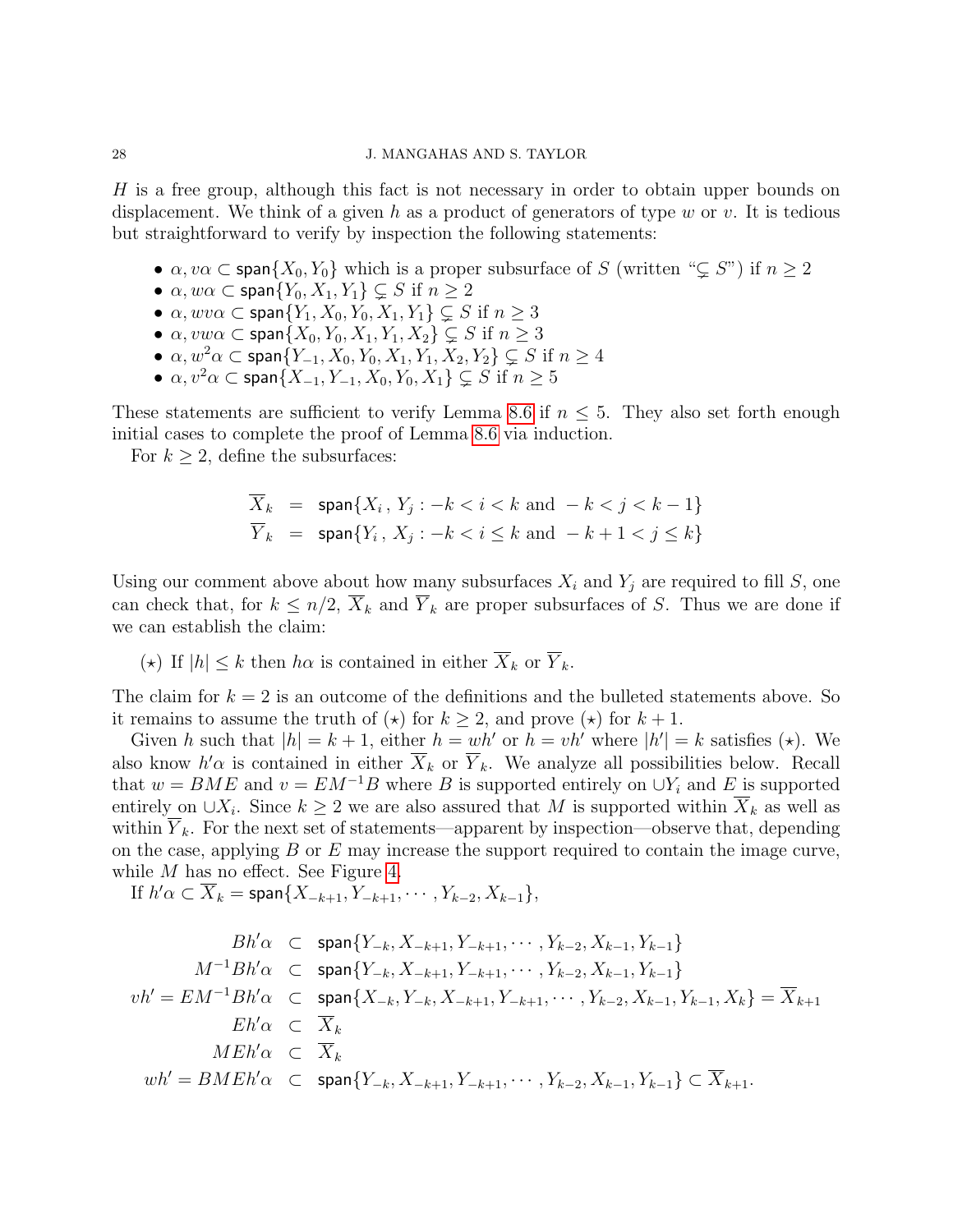$H$ is a free group, although this fact is not necessary in order to obtain upper bounds on displacement. We think of a given $h$ as a product of generators of type $w$ or $v$. It is tedious but straightforward to verify by inspection the following statements:

- $\alpha, v\alpha \subset \mathsf{span}\{X_0, Y_0\}$ which is a proper subsurface of $S$ (written "$\subsetneq S$") if $n \geq 2$
- $\alpha, w\alpha \subset \mathsf{span}\{Y_0, X_1, Y_1\} \subsetneq S$ if $n \geq 2$
- $\alpha, wv\alpha \subset \mathsf{span}\{Y_1, X_0, Y_0, X_1, Y_1\} \subsetneq S$ if $n \geq 3$
- $\alpha, vw\alpha \subset \mathsf{span}\{X_0, Y_0, X_1, Y_1, X_2\} \subsetneq S$ if $n \geq 3$
- $\alpha, w^2\alpha \subset \mathsf{span}\{Y_{-1}, X_0, Y_0, X_1, Y_1, X_2, Y_2\} \subsetneq S$ if $n \geq 4$
- $\alpha, v^2\alpha \subset \mathsf{span}\{X_{-1}, Y_{-1}, X_0, Y_0, X_1\} \subsetneq S$ if $n \geq 5$

These statements are sufficient to verify Lemma 8.6 if $n \leq 5$. They also set forth enough initial cases to complete the proof of Lemma 8.6 via induction.

For $k \geq 2$, define the subsurfaces:

$$
\begin{aligned}
\overline{X}_k &= \mathsf{span}\{X_i\,,\, Y_j : -k < i < k \text{ and } -k < j < k-1\} \\
\overline{Y}_k &= \mathsf{span}\{Y_i\,,\, X_j : -k < i \leq k \text{ and } -k+1 < j \leq k\}
\end{aligned}
$$

Using our comment above about how many subsurfaces $X_i$ and $Y_j$ are required to fill $S$, one can check that, for $k \leq n/2$, $\overline{X}_k$ and $\overline{Y}_k$ are proper subsurfaces of $S$. Thus we are done if we can establish the claim:

($\star$) If $|h| \leq k$ then $h\alpha$ is contained in either $\overline{X}_k$ or $\overline{Y}_k$.

The claim for $k = 2$ is an outcome of the definitions and the bulleted statements above. So it remains to assume the truth of ($\star$) for $k \geq 2$, and prove ($\star$) for $k+1$.

Given $h$ such that $|h| = k+1$, either $h = wh'$ or $h = vh'$ where $|h'| = k$ satisfies ($\star$). We also know $h'\alpha$ is contained in either $\overline{X}_k$ or $\overline{Y}_k$. We analyze all possibilities below. Recall that $w = BME$ and $v = EM^{-1}B$ where $B$ is supported entirely on $\cup Y_i$ and $E$ is supported entirely on $\cup X_i$. Since $k \geq 2$ we are also assured that $M$ is supported within $\overline{X}_k$ as well as within $\overline{Y}_k$. For the next set of statements—apparent by inspection—observe that, depending on the case, applying $B$ or $E$ may increase the support required to contain the image curve, while $M$ has no effect. See Figure 4.

If $h'\alpha \subset \overline{X}_k = \mathsf{span}\{X_{-k+1}, Y_{-k+1}, \cdots, Y_{k-2}, X_{k-1}\}$,

$$
\begin{aligned}
Bh'\alpha &\subset \mathsf{span}\{Y_{-k}, X_{-k+1}, Y_{-k+1}, \cdots, Y_{k-2}, X_{k-1}, Y_{k-1}\} \\
M^{-1}Bh'\alpha &\subset \mathsf{span}\{Y_{-k}, X_{-k+1}, Y_{-k+1}, \cdots, Y_{k-2}, X_{k-1}, Y_{k-1}\} \\
vh' = EM^{-1}Bh'\alpha &\subset \mathsf{span}\{X_{-k}, Y_{-k}, X_{-k+1}, Y_{-k+1}, \cdots, Y_{k-2}, X_{k-1}, Y_{k-1}, X_k\} = \overline{X}_{k+1} \\
Eh'\alpha &\subset \overline{X}_k \\
MEh'\alpha &\subset \overline{X}_k \\
wh' = BMEh'\alpha &\subset \mathsf{span}\{Y_{-k}, X_{-k+1}, Y_{-k+1}, \cdots, Y_{k-2}, X_{k-1}, Y_{k-1}\} \subset \overline{X}_{k+1}.
\end{aligned}
$$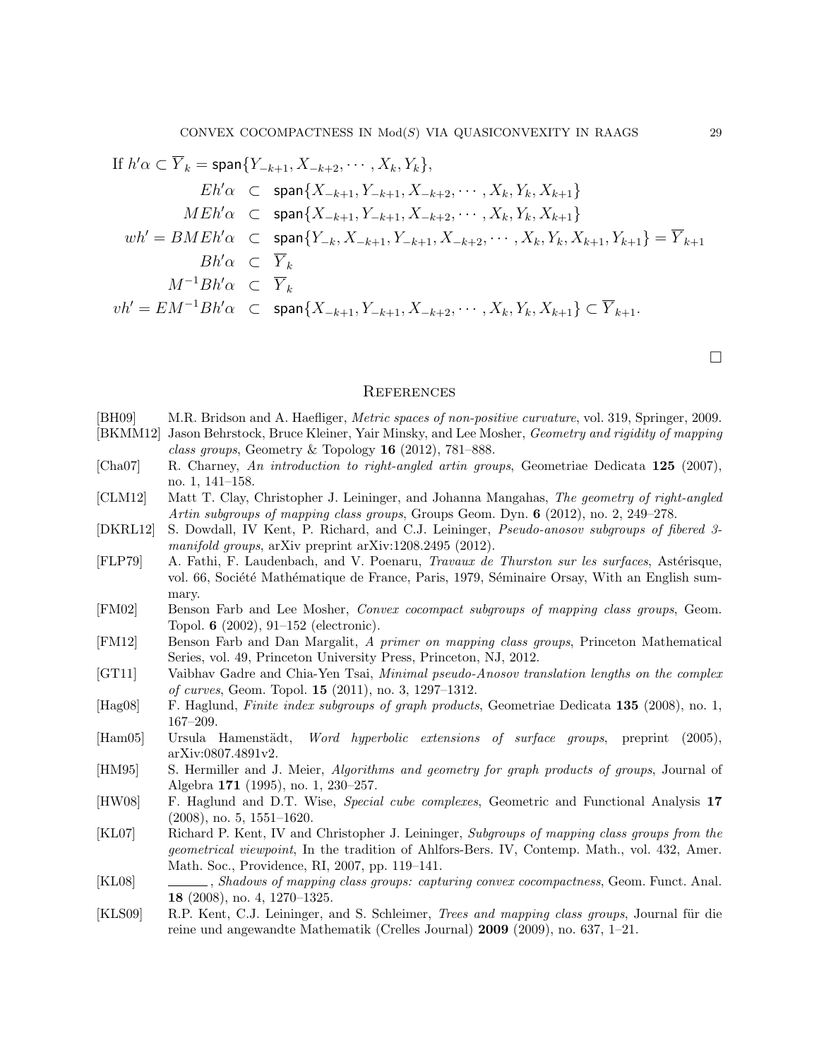If $h'\alpha \subset \overline{Y}_k = \mathsf{span}\{Y_{-k+1}, X_{-k+2}, \cdots, X_k, Y_k\}$,

$$
\begin{array}{rcl}
Eh'\alpha & \subset & \mathsf{span}\{X_{-k+1}, Y_{-k+1}, X_{-k+2}, \cdots, X_k, Y_k, X_{k+1}\} \\
MEh'\alpha & \subset & \mathsf{span}\{X_{-k+1}, Y_{-k+1}, X_{-k+2}, \cdots, X_k, Y_k, X_{k+1}\} \\
wh' = BMEh'\alpha & \subset & \mathsf{span}\{Y_{-k}, X_{-k+1}, Y_{-k+1}, X_{-k+2}, \cdots, X_k, Y_k, X_{k+1}, Y_{k+1}\} = \overline{Y}_{k+1} \\
Bh'\alpha & \subset & \overline{Y}_k \\
M^{-1}Bh'\alpha & \subset & \overline{Y}_k \\
vh' = EM^{-1}Bh'\alpha & \subset & \mathsf{span}\{X_{-k+1}, Y_{-k+1}, X_{-k+2}, \cdots, X_k, Y_k, X_{k+1}\} \subset \overline{Y}_{k+1}.
\end{array}
$$

□

## References

[BH09] M.R. Bridson and A. Haefliger, *Metric spaces of non-positive curvature*, vol. 319, Springer, 2009.

[BKMM12] Jason Behrstock, Bruce Kleiner, Yair Minsky, and Lee Mosher, *Geometry and rigidity of mapping class groups*, Geometry & Topology **16** (2012), 781–888.

[Cha07] R. Charney, *An introduction to right-angled artin groups*, Geometriae Dedicata **125** (2007), no. 1, 141–158.

[CLM12] Matt T. Clay, Christopher J. Leininger, and Johanna Mangahas, *The geometry of right-angled Artin subgroups of mapping class groups*, Groups Geom. Dyn. **6** (2012), no. 2, 249–278.

[DKRL12] S. Dowdall, IV Kent, P. Richard, and C.J. Leininger, *Pseudo-anosov subgroups of fibered 3-manifold groups*, arXiv preprint arXiv:1208.2495 (2012).

[FLP79] A. Fathi, F. Laudenbach, and V. Poenaru, *Travaux de Thurston sur les surfaces*, Astérisque, vol. 66, Société Mathématique de France, Paris, 1979, Séminaire Orsay, With an English summary.

[FM02] Benson Farb and Lee Mosher, *Convex cocompact subgroups of mapping class groups*, Geom. Topol. **6** (2002), 91–152 (electronic).

[FM12] Benson Farb and Dan Margalit, *A primer on mapping class groups*, Princeton Mathematical Series, vol. 49, Princeton University Press, Princeton, NJ, 2012.

[GT11] Vaibhav Gadre and Chia-Yen Tsai, *Minimal pseudo-Anosov translation lengths on the complex of curves*, Geom. Topol. **15** (2011), no. 3, 1297–1312.

[Hag08] F. Haglund, *Finite index subgroups of graph products*, Geometriae Dedicata **135** (2008), no. 1, 167–209.

[Ham05] Ursula Hamenstädt, *Word hyperbolic extensions of surface groups*, preprint (2005), arXiv:0807.4891v2.

[HM95] S. Hermiller and J. Meier, *Algorithms and geometry for graph products of groups*, Journal of Algebra **171** (1995), no. 1, 230–257.

[HW08] F. Haglund and D.T. Wise, *Special cube complexes*, Geometric and Functional Analysis **17** (2008), no. 5, 1551–1620.

[KL07] Richard P. Kent, IV and Christopher J. Leininger, *Subgroups of mapping class groups from the geometrical viewpoint*, In the tradition of Ahlfors-Bers. IV, Contemp. Math., vol. 432, Amer. Math. Soc., Providence, RI, 2007, pp. 119–141.

[KL08] ______, *Shadows of mapping class groups: capturing convex cocompactness*, Geom. Funct. Anal. **18** (2008), no. 4, 1270–1325.

[KLS09] R.P. Kent, C.J. Leininger, and S. Schleimer, *Trees and mapping class groups*, Journal für die reine und angewandte Mathematik (Crelles Journal) **2009** (2009), no. 637, 1–21.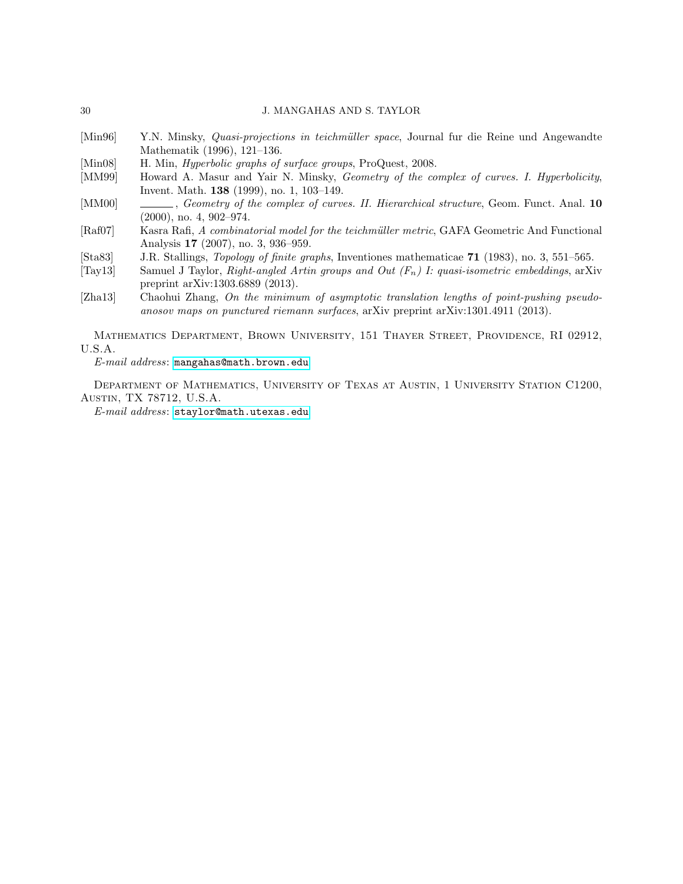[Min96] Y.N. Minsky, *Quasi-projections in teichmüller space*, Journal fur die Reine und Angewandte Mathematik (1996), 121–136.

[Min08] H. Min, *Hyperbolic graphs of surface groups*, ProQuest, 2008.

[MM99] Howard A. Masur and Yair N. Minsky, *Geometry of the complex of curves. I. Hyperbolicity*, Invent. Math. **138** (1999), no. 1, 103–149.

[MM00] ______, *Geometry of the complex of curves. II. Hierarchical structure*, Geom. Funct. Anal. **10** (2000), no. 4, 902–974.

[Raf07] Kasra Rafi, *A combinatorial model for the teichmüller metric*, GAFA Geometric And Functional Analysis **17** (2007), no. 3, 936–959.

[Sta83] J.R. Stallings, *Topology of finite graphs*, Inventiones mathematicae **71** (1983), no. 3, 551–565.

[Tay13] Samuel J Taylor, *Right-angled Artin groups and Out $(F_n)$ I: quasi-isometric embeddings*, arXiv preprint arXiv:1303.6889 (2013).

[Zha13] Chaohui Zhang, *On the minimum of asymptotic translation lengths of point-pushing pseudo-anosov maps on punctured riemann surfaces*, arXiv preprint arXiv:1301.4911 (2013).

Mathematics Department, Brown University, 151 Thayer Street, Providence, RI 02912, U.S.A.

*E-mail address*: mangahas@math.brown.edu

Department of Mathematics, University of Texas at Austin, 1 University Station C1200, Austin, TX 78712, U.S.A.

*E-mail address*: staylor@math.utexas.edu